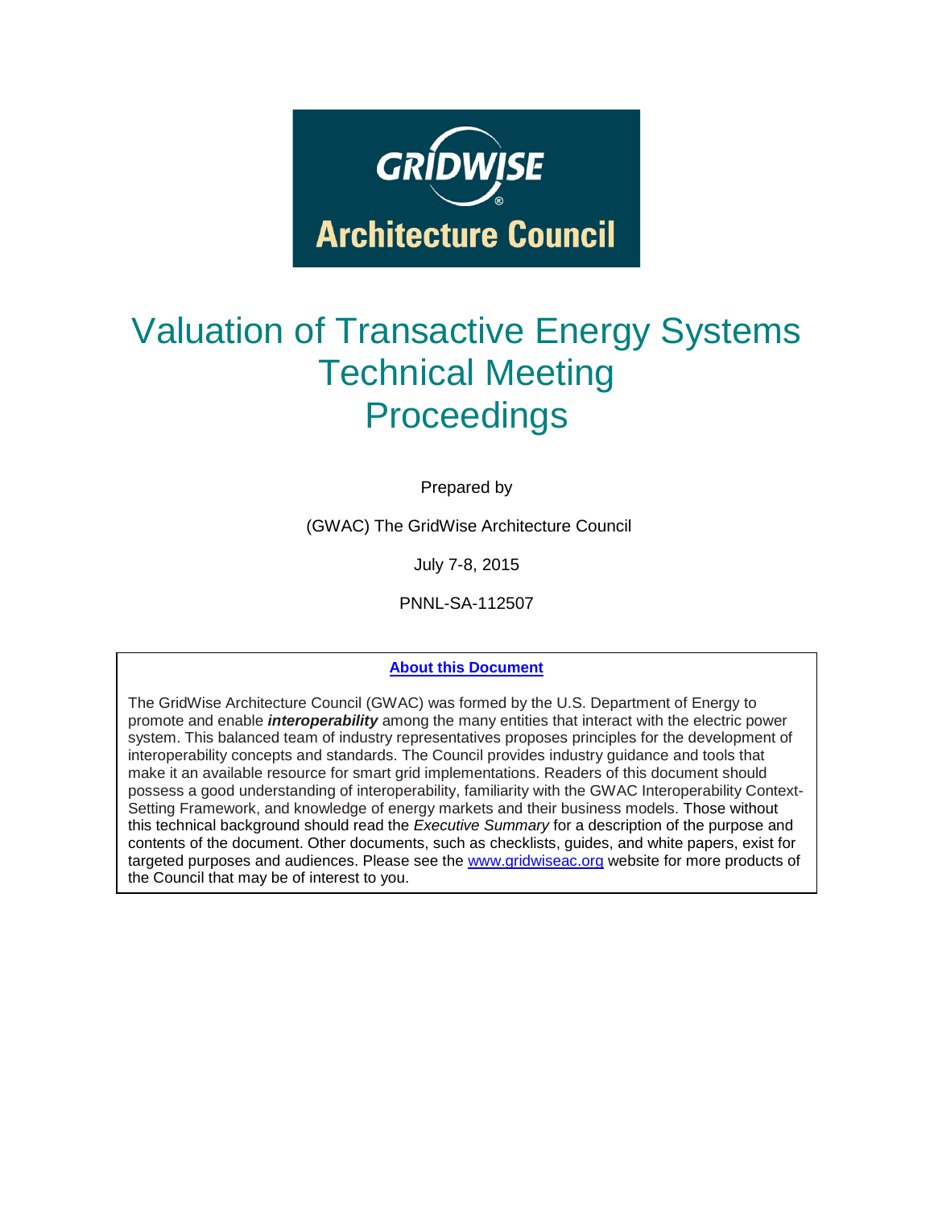GRIDWISE®
Architecture Council

# Valuation of Transactive Energy Systems Technical Meeting Proceedings

Prepared by

(GWAC) The GridWise Architecture Council

July 7-8, 2015

PNNL-SA-112507

**About this Document**

The GridWise Architecture Council (GWAC) was formed by the U.S. Department of Energy to promote and enable ***interoperability*** among the many entities that interact with the electric power system. This balanced team of industry representatives proposes principles for the development of interoperability concepts and standards. The Council provides industry guidance and tools that make it an available resource for smart grid implementations. Readers of this document should possess a good understanding of interoperability, familiarity with the GWAC Interoperability Context-Setting Framework, and knowledge of energy markets and their business models. Those without this technical background should read the *Executive Summary* for a description of the purpose and contents of the document. Other documents, such as checklists, guides, and white papers, exist for targeted purposes and audiences. Please see the www.gridwiseac.org website for more products of the Council that may be of interest to you.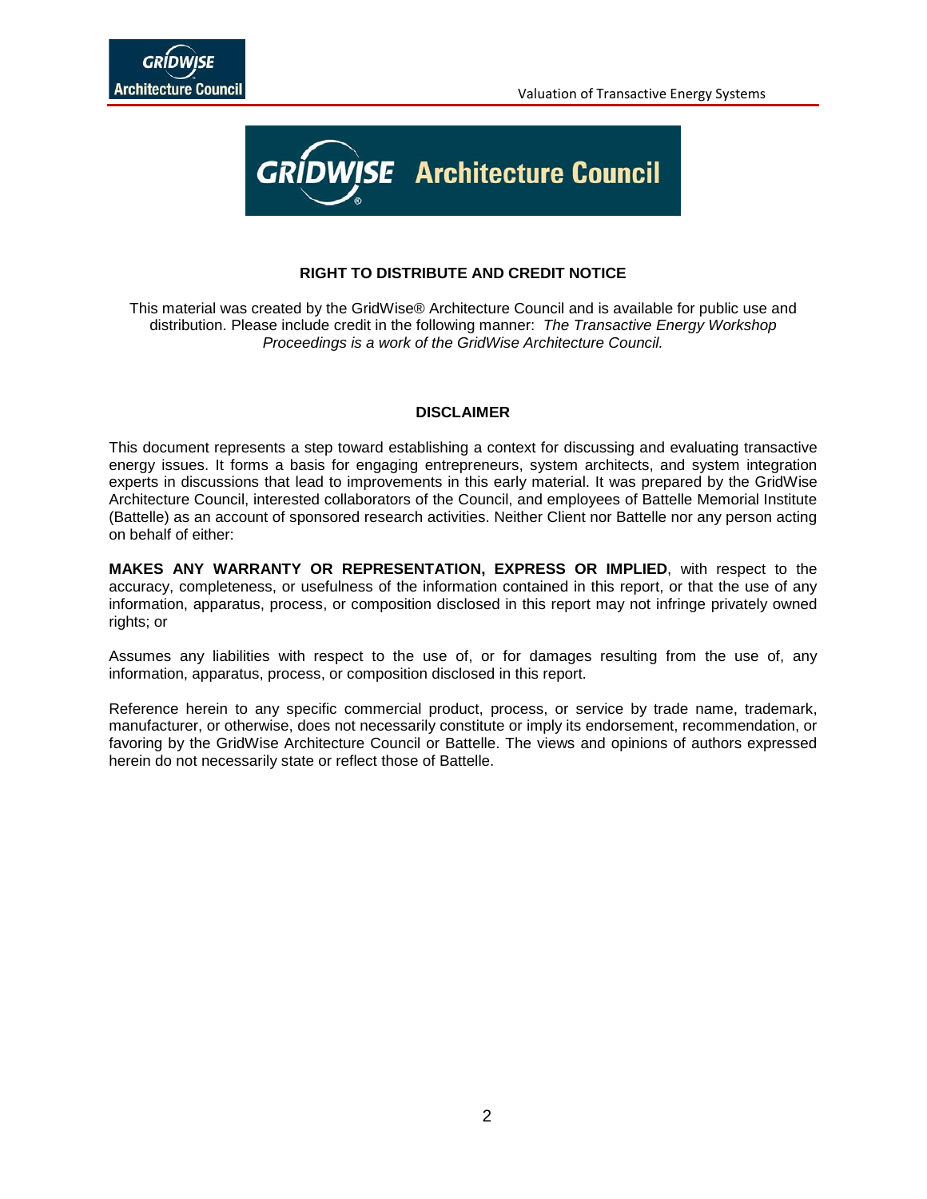## RIGHT TO DISTRIBUTE AND CREDIT NOTICE

This material was created by the GridWise® Architecture Council and is available for public use and distribution. Please include credit in the following manner: *The Transactive Energy Workshop Proceedings is a work of the GridWise Architecture Council.*

## DISCLAIMER

This document represents a step toward establishing a context for discussing and evaluating transactive energy issues. It forms a basis for engaging entrepreneurs, system architects, and system integration experts in discussions that lead to improvements in this early material. It was prepared by the GridWise Architecture Council, interested collaborators of the Council, and employees of Battelle Memorial Institute (Battelle) as an account of sponsored research activities. Neither Client nor Battelle nor any person acting on behalf of either:

**MAKES ANY WARRANTY OR REPRESENTATION, EXPRESS OR IMPLIED**, with respect to the accuracy, completeness, or usefulness of the information contained in this report, or that the use of any information, apparatus, process, or composition disclosed in this report may not infringe privately owned rights; or

Assumes any liabilities with respect to the use of, or for damages resulting from the use of, any information, apparatus, process, or composition disclosed in this report.

Reference herein to any specific commercial product, process, or service by trade name, trademark, manufacturer, or otherwise, does not necessarily constitute or imply its endorsement, recommendation, or favoring by the GridWise Architecture Council or Battelle. The views and opinions of authors expressed herein do not necessarily state or reflect those of Battelle.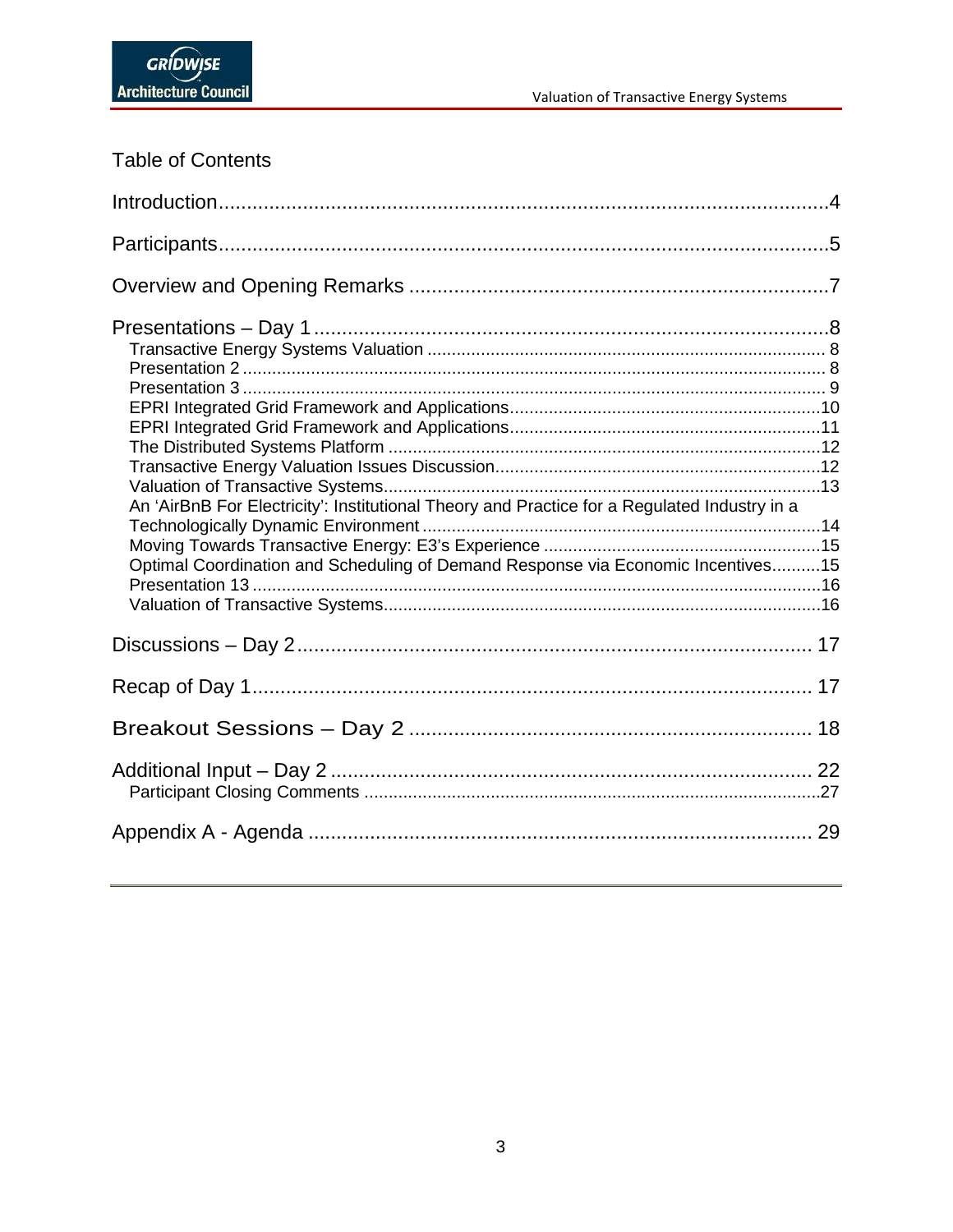# Table of Contents

Introduction....4

Participants....5

Overview and Opening Remarks....7

Presentations – Day 1....8

- Transactive Energy Systems Valuation....8
- Presentation 2....8
- Presentation 3....9
- EPRI Integrated Grid Framework and Applications....10
- EPRI Integrated Grid Framework and Applications....11
- The Distributed Systems Platform....12
- Transactive Energy Valuation Issues Discussion....12
- Valuation of Transactive Systems....13
- An 'AirBnB For Electricity': Institutional Theory and Practice for a Regulated Industry in a Technologically Dynamic Environment....14
- Moving Towards Transactive Energy: E3's Experience....15
- Optimal Coordination and Scheduling of Demand Response via Economic Incentives....15
- Presentation 13....16
- Valuation of Transactive Systems....16

Discussions – Day 2....17

Recap of Day 1....17

Breakout Sessions – Day 2....18

Additional Input – Day 2....22

- Participant Closing Comments....27

Appendix A - Agenda....29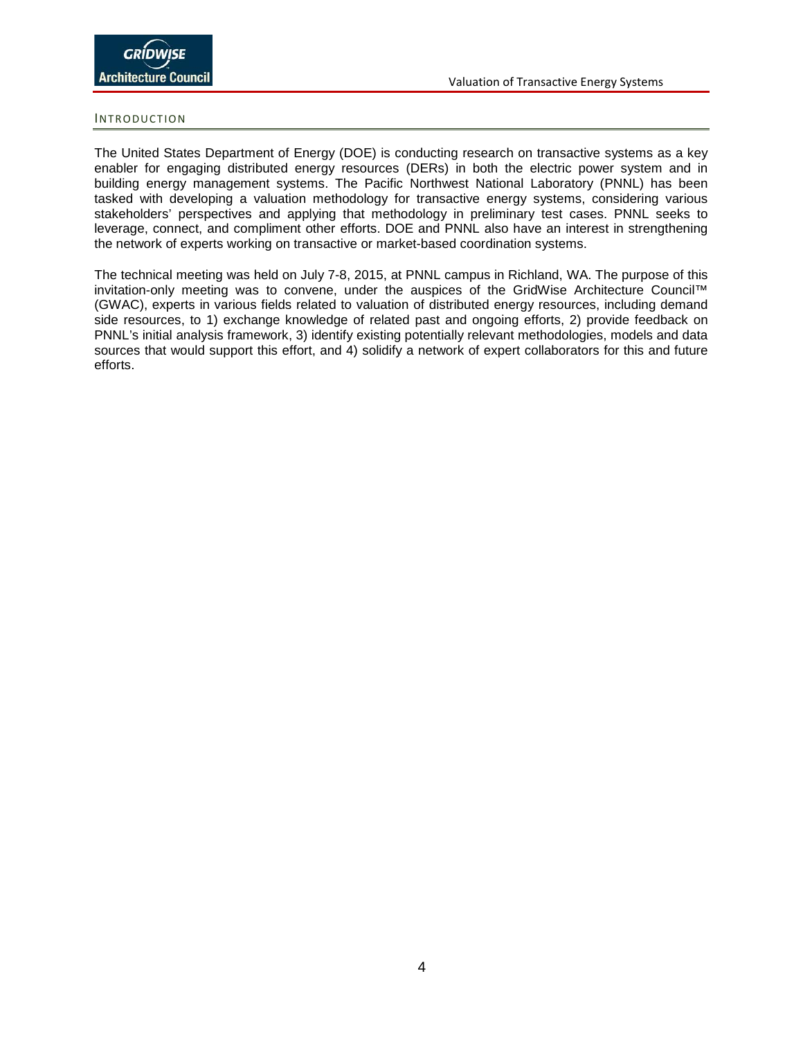## INTRODUCTION

The United States Department of Energy (DOE) is conducting research on transactive systems as a key enabler for engaging distributed energy resources (DERs) in both the electric power system and in building energy management systems. The Pacific Northwest National Laboratory (PNNL) has been tasked with developing a valuation methodology for transactive energy systems, considering various stakeholders' perspectives and applying that methodology in preliminary test cases. PNNL seeks to leverage, connect, and compliment other efforts. DOE and PNNL also have an interest in strengthening the network of experts working on transactive or market-based coordination systems.

The technical meeting was held on July 7-8, 2015, at PNNL campus in Richland, WA. The purpose of this invitation-only meeting was to convene, under the auspices of the GridWise Architecture Council™ (GWAC), experts in various fields related to valuation of distributed energy resources, including demand side resources, to 1) exchange knowledge of related past and ongoing efforts, 2) provide feedback on PNNL's initial analysis framework, 3) identify existing potentially relevant methodologies, models and data sources that would support this effort, and 4) solidify a network of expert collaborators for this and future efforts.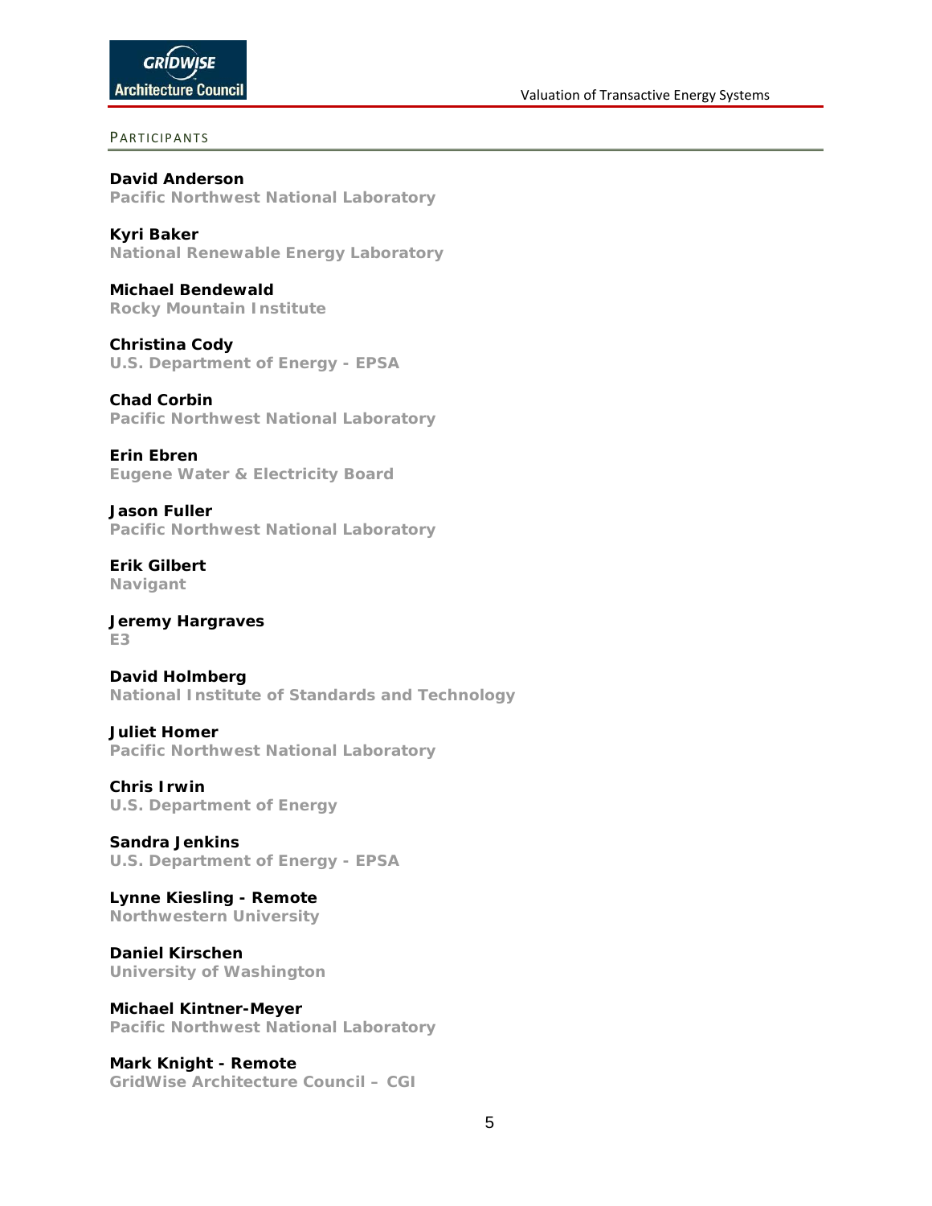## Participants

**David Anderson**
**Pacific Northwest National Laboratory**

**Kyri Baker**
**National Renewable Energy Laboratory**

**Michael Bendewald**
**Rocky Mountain Institute**

**Christina Cody**
**U.S. Department of Energy - EPSA**

**Chad Corbin**
**Pacific Northwest National Laboratory**

**Erin Ebren**
**Eugene Water & Electricity Board**

**Jason Fuller**
**Pacific Northwest National Laboratory**

**Erik Gilbert**
**Navigant**

**Jeremy Hargraves**
**E3**

**David Holmberg**
**National Institute of Standards and Technology**

**Juliet Homer**
**Pacific Northwest National Laboratory**

**Chris Irwin**
**U.S. Department of Energy**

**Sandra Jenkins**
**U.S. Department of Energy - EPSA**

**Lynne Kiesling - Remote**
**Northwestern University**

**Daniel Kirschen**
**University of Washington**

**Michael Kintner-Meyer**
**Pacific Northwest National Laboratory**

**Mark Knight - Remote**
**GridWise Architecture Council – CGI**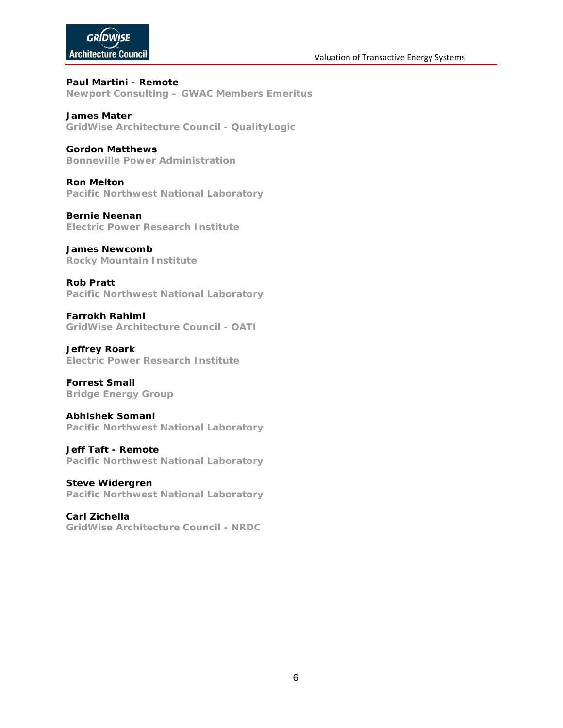**Paul Martini - Remote**
**Newport Consulting – GWAC Members Emeritus**

**James Mater**
**GridWise Architecture Council - QualityLogic**

**Gordon Matthews**
**Bonneville Power Administration**

**Ron Melton**
**Pacific Northwest National Laboratory**

**Bernie Neenan**
**Electric Power Research Institute**

**James Newcomb**
**Rocky Mountain Institute**

**Rob Pratt**
**Pacific Northwest National Laboratory**

**Farrokh Rahimi**
**GridWise Architecture Council - OATI**

**Jeffrey Roark**
**Electric Power Research Institute**

**Forrest Small**
**Bridge Energy Group**

**Abhishek Somani**
**Pacific Northwest National Laboratory**

**Jeff Taft - Remote**
**Pacific Northwest National Laboratory**

**Steve Widergren**
**Pacific Northwest National Laboratory**

**Carl Zichella**
**GridWise Architecture Council - NRDC**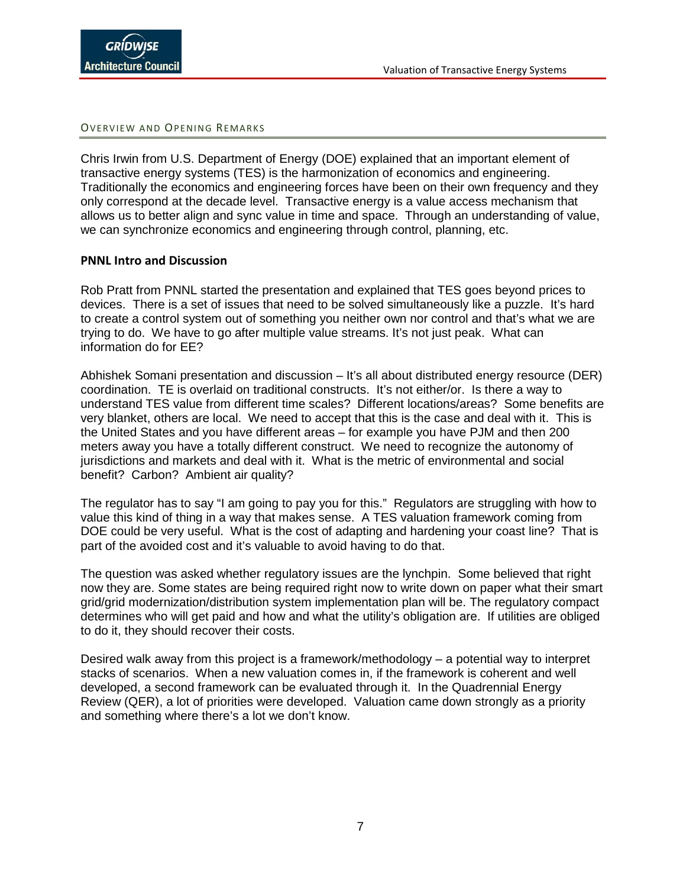## Overview and Opening Remarks

Chris Irwin from U.S. Department of Energy (DOE) explained that an important element of transactive energy systems (TES) is the harmonization of economics and engineering. Traditionally the economics and engineering forces have been on their own frequency and they only correspond at the decade level. Transactive energy is a value access mechanism that allows us to better align and sync value in time and space. Through an understanding of value, we can synchronize economics and engineering through control, planning, etc.

### PNNL Intro and Discussion

Rob Pratt from PNNL started the presentation and explained that TES goes beyond prices to devices. There is a set of issues that need to be solved simultaneously like a puzzle. It's hard to create a control system out of something you neither own nor control and that's what we are trying to do. We have to go after multiple value streams. It's not just peak. What can information do for EE?

Abhishek Somani presentation and discussion – It's all about distributed energy resource (DER) coordination. TE is overlaid on traditional constructs. It's not either/or. Is there a way to understand TES value from different time scales? Different locations/areas? Some benefits are very blanket, others are local. We need to accept that this is the case and deal with it. This is the United States and you have different areas – for example you have PJM and then 200 meters away you have a totally different construct. We need to recognize the autonomy of jurisdictions and markets and deal with it. What is the metric of environmental and social benefit? Carbon? Ambient air quality?

The regulator has to say "I am going to pay you for this." Regulators are struggling with how to value this kind of thing in a way that makes sense. A TES valuation framework coming from DOE could be very useful. What is the cost of adapting and hardening your coast line? That is part of the avoided cost and it's valuable to avoid having to do that.

The question was asked whether regulatory issues are the lynchpin. Some believed that right now they are. Some states are being required right now to write down on paper what their smart grid/grid modernization/distribution system implementation plan will be. The regulatory compact determines who will get paid and how and what the utility's obligation are. If utilities are obliged to do it, they should recover their costs.

Desired walk away from this project is a framework/methodology – a potential way to interpret stacks of scenarios. When a new valuation comes in, if the framework is coherent and well developed, a second framework can be evaluated through it. In the Quadrennial Energy Review (QER), a lot of priorities were developed. Valuation came down strongly as a priority and something where there's a lot we don't know.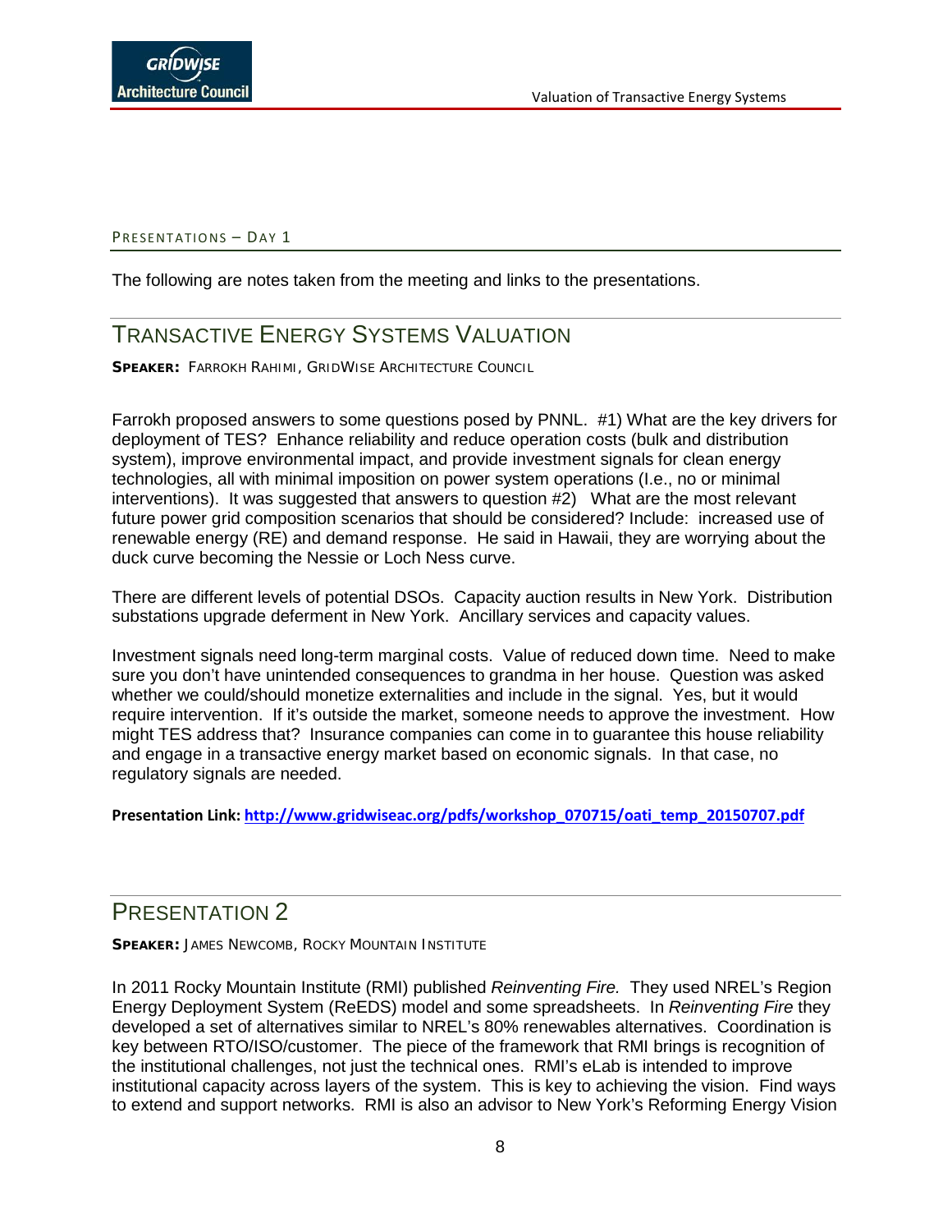## Presentations – Day 1

The following are notes taken from the meeting and links to the presentations.

## Transactive Energy Systems Valuation

**Speaker:** Farrokh Rahimi, GridWise Architecture Council

Farrokh proposed answers to some questions posed by PNNL. #1) What are the key drivers for deployment of TES? Enhance reliability and reduce operation costs (bulk and distribution system), improve environmental impact, and provide investment signals for clean energy technologies, all with minimal imposition on power system operations (I.e., no or minimal interventions). It was suggested that answers to question #2) What are the most relevant future power grid composition scenarios that should be considered? Include: increased use of renewable energy (RE) and demand response. He said in Hawaii, they are worrying about the duck curve becoming the Nessie or Loch Ness curve.

There are different levels of potential DSOs. Capacity auction results in New York. Distribution substations upgrade deferment in New York. Ancillary services and capacity values.

Investment signals need long-term marginal costs. Value of reduced down time. Need to make sure you don't have unintended consequences to grandma in her house. Question was asked whether we could/should monetize externalities and include in the signal. Yes, but it would require intervention. If it's outside the market, someone needs to approve the investment. How might TES address that? Insurance companies can come in to guarantee this house reliability and engage in a transactive energy market based on economic signals. In that case, no regulatory signals are needed.

**Presentation Link: [http://www.gridwiseac.org/pdfs/workshop_070715/oati_temp_20150707.pdf](http://www.gridwiseac.org/pdfs/workshop_070715/oati_temp_20150707.pdf)**

## Presentation 2

**Speaker:** James Newcomb, Rocky Mountain Institute

In 2011 Rocky Mountain Institute (RMI) published *Reinventing Fire.* They used NREL's Region Energy Deployment System (ReEDS) model and some spreadsheets. In *Reinventing Fire* they developed a set of alternatives similar to NREL's 80% renewables alternatives. Coordination is key between RTO/ISO/customer. The piece of the framework that RMI brings is recognition of the institutional challenges, not just the technical ones. RMI's eLab is intended to improve institutional capacity across layers of the system. This is key to achieving the vision. Find ways to extend and support networks. RMI is also an advisor to New York's Reforming Energy Vision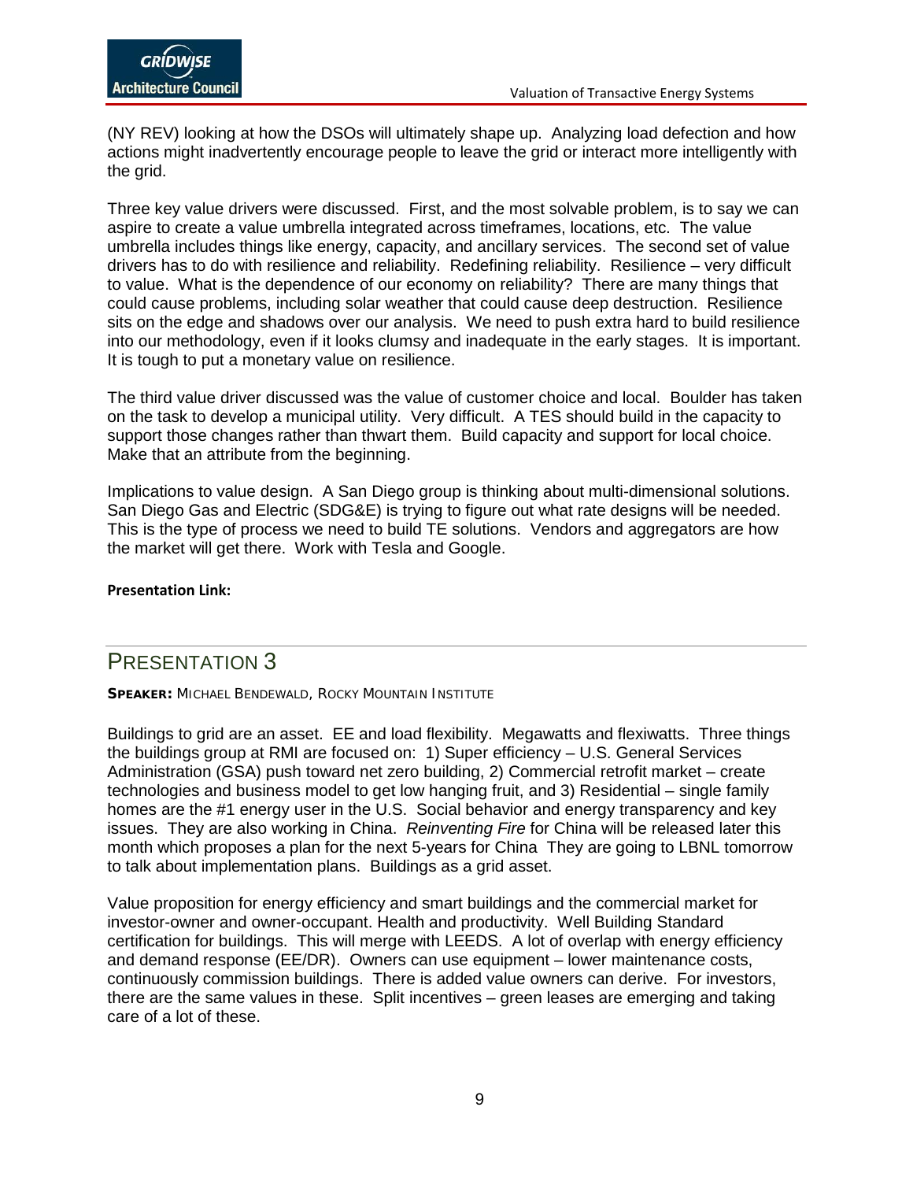(NY REV) looking at how the DSOs will ultimately shape up. Analyzing load defection and how actions might inadvertently encourage people to leave the grid or interact more intelligently with the grid.

Three key value drivers were discussed. First, and the most solvable problem, is to say we can aspire to create a value umbrella integrated across timeframes, locations, etc. The value umbrella includes things like energy, capacity, and ancillary services. The second set of value drivers has to do with resilience and reliability. Redefining reliability. Resilience – very difficult to value. What is the dependence of our economy on reliability? There are many things that could cause problems, including solar weather that could cause deep destruction. Resilience sits on the edge and shadows over our analysis. We need to push extra hard to build resilience into our methodology, even if it looks clumsy and inadequate in the early stages. It is important. It is tough to put a monetary value on resilience.

The third value driver discussed was the value of customer choice and local. Boulder has taken on the task to develop a municipal utility. Very difficult. A TES should build in the capacity to support those changes rather than thwart them. Build capacity and support for local choice. Make that an attribute from the beginning.

Implications to value design. A San Diego group is thinking about multi-dimensional solutions. San Diego Gas and Electric (SDG&E) is trying to figure out what rate designs will be needed. This is the type of process we need to build TE solutions. Vendors and aggregators are how the market will get there. Work with Tesla and Google.

**Presentation Link:**

## PRESENTATION 3

**SPEAKER:** MICHAEL BENDEWALD, ROCKY MOUNTAIN INSTITUTE

Buildings to grid are an asset. EE and load flexibility. Megawatts and flexiwatts. Three things the buildings group at RMI are focused on: 1) Super efficiency – U.S. General Services Administration (GSA) push toward net zero building, 2) Commercial retrofit market – create technologies and business model to get low hanging fruit, and 3) Residential – single family homes are the #1 energy user in the U.S. Social behavior and energy transparency and key issues. They are also working in China. *Reinventing Fire* for China will be released later this month which proposes a plan for the next 5-years for China They are going to LBNL tomorrow to talk about implementation plans. Buildings as a grid asset.

Value proposition for energy efficiency and smart buildings and the commercial market for investor-owner and owner-occupant. Health and productivity. Well Building Standard certification for buildings. This will merge with LEEDS. A lot of overlap with energy efficiency and demand response (EE/DR). Owners can use equipment – lower maintenance costs, continuously commission buildings. There is added value owners can derive. For investors, there are the same values in these. Split incentives – green leases are emerging and taking care of a lot of these.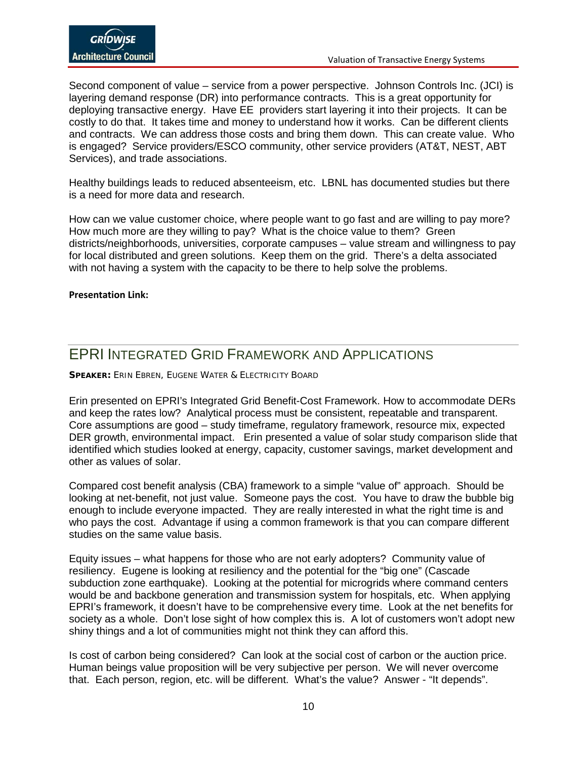Second component of value – service from a power perspective. Johnson Controls Inc. (JCI) is layering demand response (DR) into performance contracts. This is a great opportunity for deploying transactive energy. Have EE providers start layering it into their projects. It can be costly to do that. It takes time and money to understand how it works. Can be different clients and contracts. We can address those costs and bring them down. This can create value. Who is engaged? Service providers/ESCO community, other service providers (AT&T, NEST, ABT Services), and trade associations.

Healthy buildings leads to reduced absenteeism, etc. LBNL has documented studies but there is a need for more data and research.

How can we value customer choice, where people want to go fast and are willing to pay more? How much more are they willing to pay? What is the choice value to them? Green districts/neighborhoods, universities, corporate campuses – value stream and willingness to pay for local distributed and green solutions. Keep them on the grid. There's a delta associated with not having a system with the capacity to be there to help solve the problems.

**Presentation Link:**

## EPRI Integrated Grid Framework and Applications

**SPEAKER:** ERIN EBREN, EUGENE WATER & ELECTRICITY BOARD

Erin presented on EPRI's Integrated Grid Benefit-Cost Framework. How to accommodate DERs and keep the rates low? Analytical process must be consistent, repeatable and transparent. Core assumptions are good – study timeframe, regulatory framework, resource mix, expected DER growth, environmental impact. Erin presented a value of solar study comparison slide that identified which studies looked at energy, capacity, customer savings, market development and other as values of solar.

Compared cost benefit analysis (CBA) framework to a simple "value of" approach. Should be looking at net-benefit, not just value. Someone pays the cost. You have to draw the bubble big enough to include everyone impacted. They are really interested in what the right time is and who pays the cost. Advantage if using a common framework is that you can compare different studies on the same value basis.

Equity issues – what happens for those who are not early adopters? Community value of resiliency. Eugene is looking at resiliency and the potential for the "big one" (Cascade subduction zone earthquake). Looking at the potential for microgrids where command centers would be and backbone generation and transmission system for hospitals, etc. When applying EPRI's framework, it doesn't have to be comprehensive every time. Look at the net benefits for society as a whole. Don't lose sight of how complex this is. A lot of customers won't adopt new shiny things and a lot of communities might not think they can afford this.

Is cost of carbon being considered? Can look at the social cost of carbon or the auction price. Human beings value proposition will be very subjective per person. We will never overcome that. Each person, region, etc. will be different. What's the value? Answer - "It depends".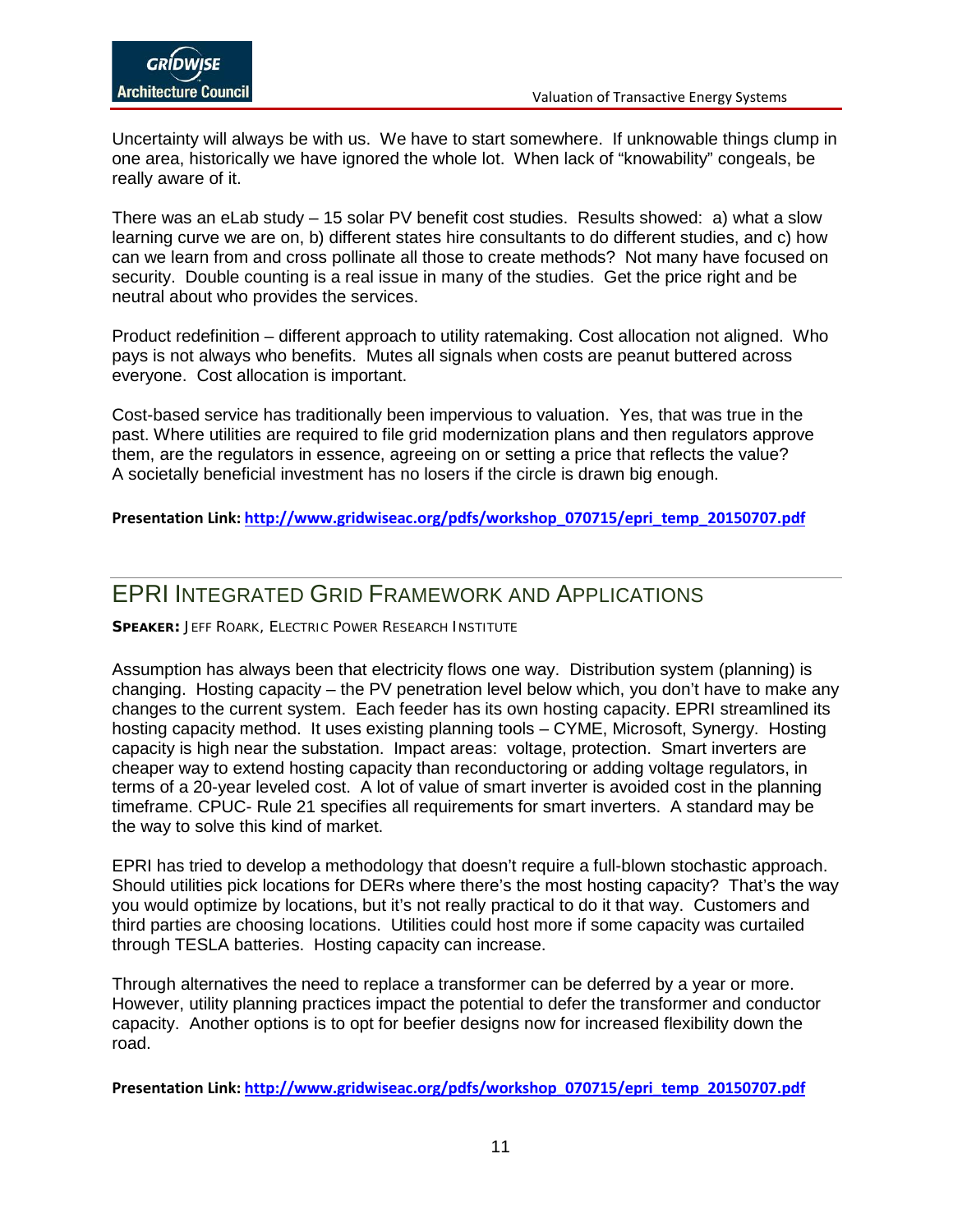Uncertainty will always be with us. We have to start somewhere. If unknowable things clump in one area, historically we have ignored the whole lot. When lack of "knowability" congeals, be really aware of it.

There was an eLab study – 15 solar PV benefit cost studies. Results showed: a) what a slow learning curve we are on, b) different states hire consultants to do different studies, and c) how can we learn from and cross pollinate all those to create methods? Not many have focused on security. Double counting is a real issue in many of the studies. Get the price right and be neutral about who provides the services.

Product redefinition – different approach to utility ratemaking. Cost allocation not aligned. Who pays is not always who benefits. Mutes all signals when costs are peanut buttered across everyone. Cost allocation is important.

Cost-based service has traditionally been impervious to valuation. Yes, that was true in the past. Where utilities are required to file grid modernization plans and then regulators approve them, are the regulators in essence, agreeing on or setting a price that reflects the value? A societally beneficial investment has no losers if the circle is drawn big enough.

**Presentation Link: [http://www.gridwiseac.org/pdfs/workshop_070715/epri_temp_20150707.pdf](http://www.gridwiseac.org/pdfs/workshop_070715/epri_temp_20150707.pdf)**

## EPRI Integrated Grid Framework and Applications

**SPEAKER:** Jeff Roark, Electric Power Research Institute

Assumption has always been that electricity flows one way. Distribution system (planning) is changing. Hosting capacity – the PV penetration level below which, you don't have to make any changes to the current system. Each feeder has its own hosting capacity. EPRI streamlined its hosting capacity method. It uses existing planning tools – CYME, Microsoft, Synergy. Hosting capacity is high near the substation. Impact areas: voltage, protection. Smart inverters are cheaper way to extend hosting capacity than reconductoring or adding voltage regulators, in terms of a 20-year leveled cost. A lot of value of smart inverter is avoided cost in the planning timeframe. CPUC- Rule 21 specifies all requirements for smart inverters. A standard may be the way to solve this kind of market.

EPRI has tried to develop a methodology that doesn't require a full-blown stochastic approach. Should utilities pick locations for DERs where there's the most hosting capacity? That's the way you would optimize by locations, but it's not really practical to do it that way. Customers and third parties are choosing locations. Utilities could host more if some capacity was curtailed through TESLA batteries. Hosting capacity can increase.

Through alternatives the need to replace a transformer can be deferred by a year or more. However, utility planning practices impact the potential to defer the transformer and conductor capacity. Another options is to opt for beefier designs now for increased flexibility down the road.

**Presentation Link: [http://www.gridwiseac.org/pdfs/workshop_070715/epri_temp_20150707.pdf](http://www.gridwiseac.org/pdfs/workshop_070715/epri_temp_20150707.pdf)**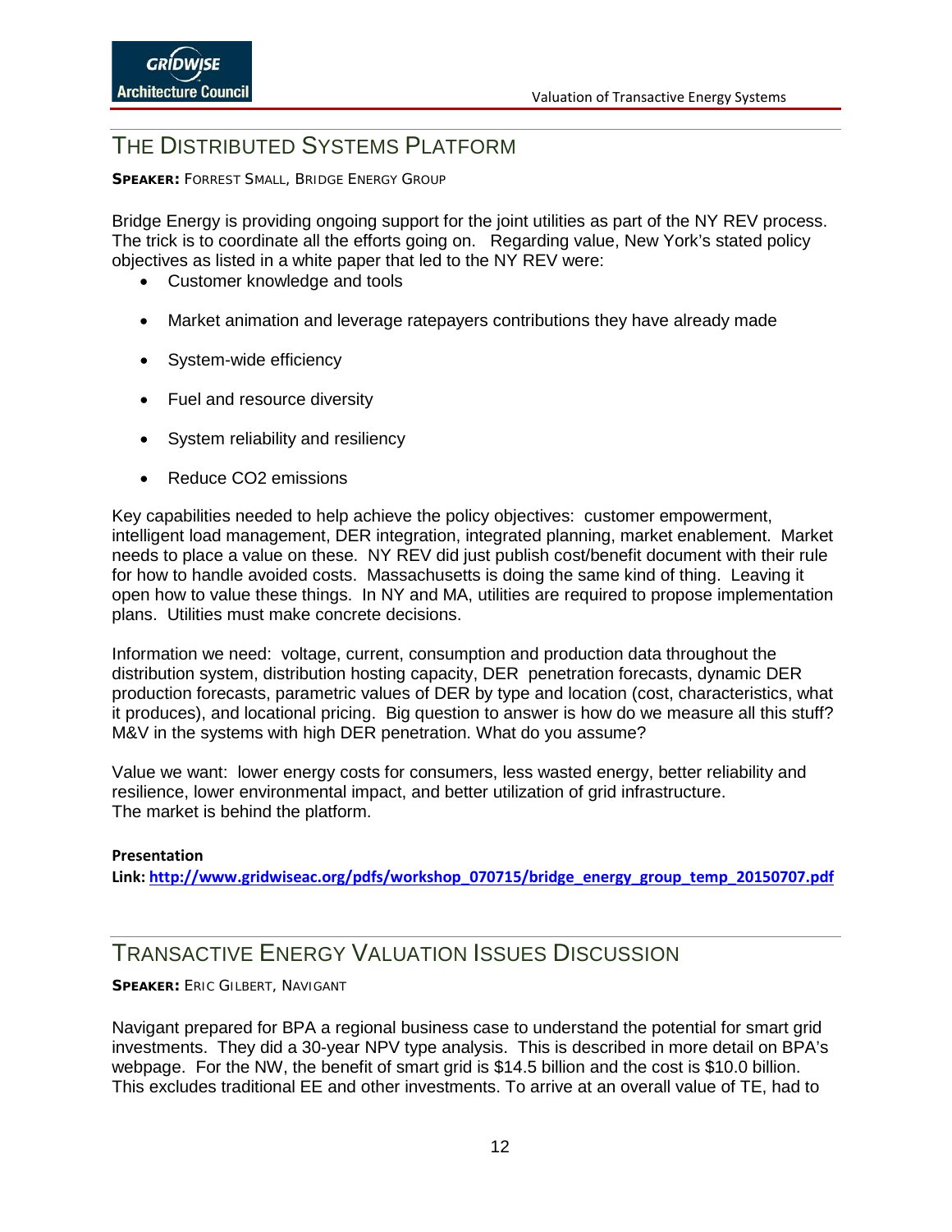## THE DISTRIBUTED SYSTEMS PLATFORM

**SPEAKER:** FORREST SMALL, BRIDGE ENERGY GROUP

Bridge Energy is providing ongoing support for the joint utilities as part of the NY REV process. The trick is to coordinate all the efforts going on. Regarding value, New York's stated policy objectives as listed in a white paper that led to the NY REV were:

- Customer knowledge and tools
- Market animation and leverage ratepayers contributions they have already made
- System-wide efficiency
- Fuel and resource diversity
- System reliability and resiliency
- Reduce CO2 emissions

Key capabilities needed to help achieve the policy objectives: customer empowerment, intelligent load management, DER integration, integrated planning, market enablement. Market needs to place a value on these. NY REV did just publish cost/benefit document with their rule for how to handle avoided costs. Massachusetts is doing the same kind of thing. Leaving it open how to value these things. In NY and MA, utilities are required to propose implementation plans. Utilities must make concrete decisions.

Information we need: voltage, current, consumption and production data throughout the distribution system, distribution hosting capacity, DER penetration forecasts, dynamic DER production forecasts, parametric values of DER by type and location (cost, characteristics, what it produces), and locational pricing. Big question to answer is how do we measure all this stuff? M&V in the systems with high DER penetration. What do you assume?

Value we want: lower energy costs for consumers, less wasted energy, better reliability and resilience, lower environmental impact, and better utilization of grid infrastructure. The market is behind the platform.

**Presentation**
**Link: http://www.gridwiseac.org/pdfs/workshop_070715/bridge_energy_group_temp_20150707.pdf**

## TRANSACTIVE ENERGY VALUATION ISSUES DISCUSSION

**SPEAKER:** ERIC GILBERT, NAVIGANT

Navigant prepared for BPA a regional business case to understand the potential for smart grid investments. They did a 30-year NPV type analysis. This is described in more detail on BPA's webpage. For the NW, the benefit of smart grid is $14.5 billion and the cost is $10.0 billion. This excludes traditional EE and other investments. To arrive at an overall value of TE, had to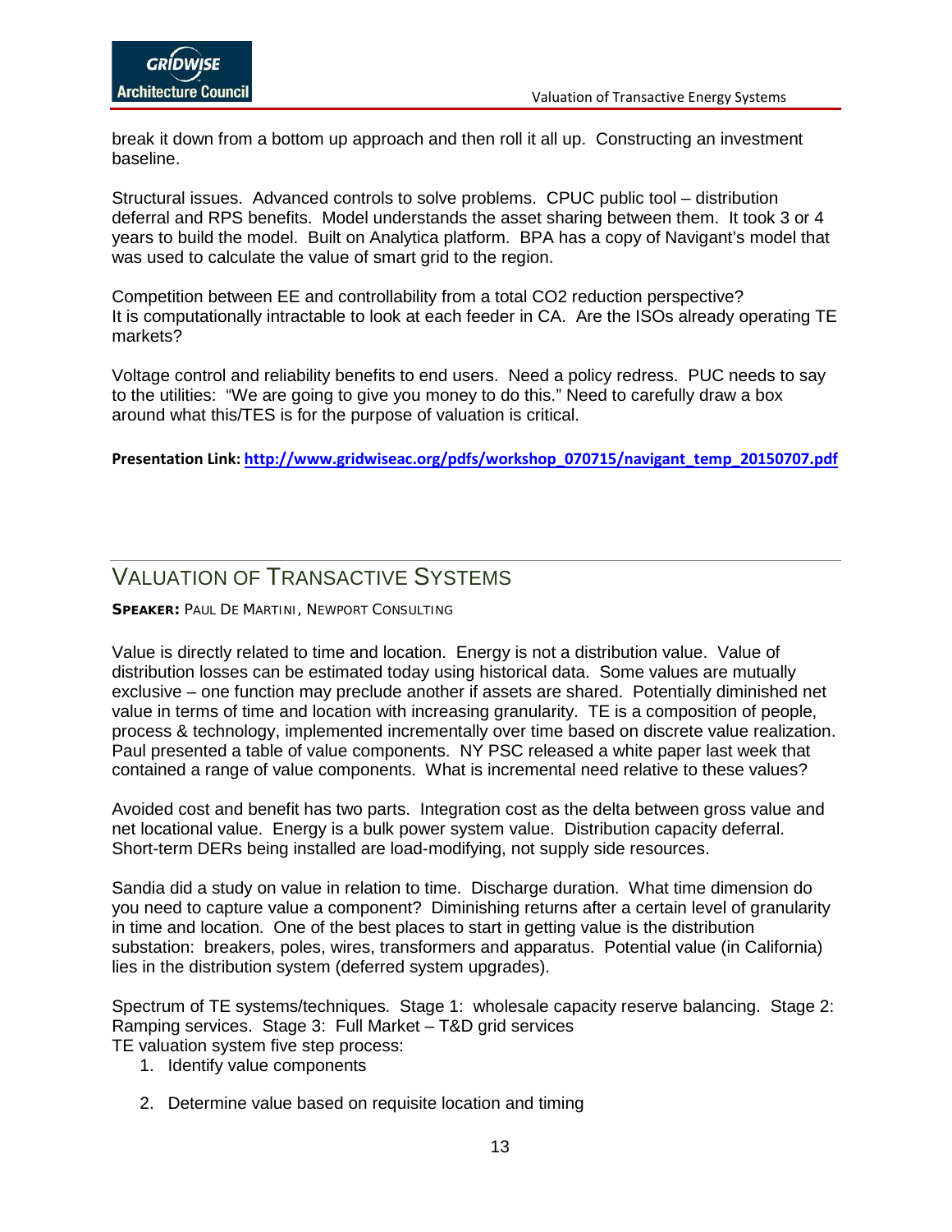break it down from a bottom up approach and then roll it all up. Constructing an investment baseline.

Structural issues. Advanced controls to solve problems. CPUC public tool – distribution deferral and RPS benefits. Model understands the asset sharing between them. It took 3 or 4 years to build the model. Built on Analytica platform. BPA has a copy of Navigant's model that was used to calculate the value of smart grid to the region.

Competition between EE and controllability from a total $CO_2$ reduction perspective? It is computationally intractable to look at each feeder in CA. Are the ISOs already operating TE markets?

Voltage control and reliability benefits to end users. Need a policy redress. PUC needs to say to the utilities: "We are going to give you money to do this." Need to carefully draw a box around what this/TES is for the purpose of valuation is critical.

**Presentation Link: [http://www.gridwiseac.org/pdfs/workshop_070715/navigant_temp_20150707.pdf](http://www.gridwiseac.org/pdfs/workshop_070715/navigant_temp_20150707.pdf)**

## Valuation of Transactive Systems

**Speaker:** Paul De Martini, Newport Consulting

Value is directly related to time and location. Energy is not a distribution value. Value of distribution losses can be estimated today using historical data. Some values are mutually exclusive – one function may preclude another if assets are shared. Potentially diminished net value in terms of time and location with increasing granularity. TE is a composition of people, process & technology, implemented incrementally over time based on discrete value realization. Paul presented a table of value components. NY PSC released a white paper last week that contained a range of value components. What is incremental need relative to these values?

Avoided cost and benefit has two parts. Integration cost as the delta between gross value and net locational value. Energy is a bulk power system value. Distribution capacity deferral. Short-term DERs being installed are load-modifying, not supply side resources.

Sandia did a study on value in relation to time. Discharge duration. What time dimension do you need to capture value a component? Diminishing returns after a certain level of granularity in time and location. One of the best places to start in getting value is the distribution substation: breakers, poles, wires, transformers and apparatus. Potential value (in California) lies in the distribution system (deferred system upgrades).

Spectrum of TE systems/techniques. Stage 1: wholesale capacity reserve balancing. Stage 2: Ramping services. Stage 3: Full Market – T&D grid services
TE valuation system five step process:

1. Identify value components
2. Determine value based on requisite location and timing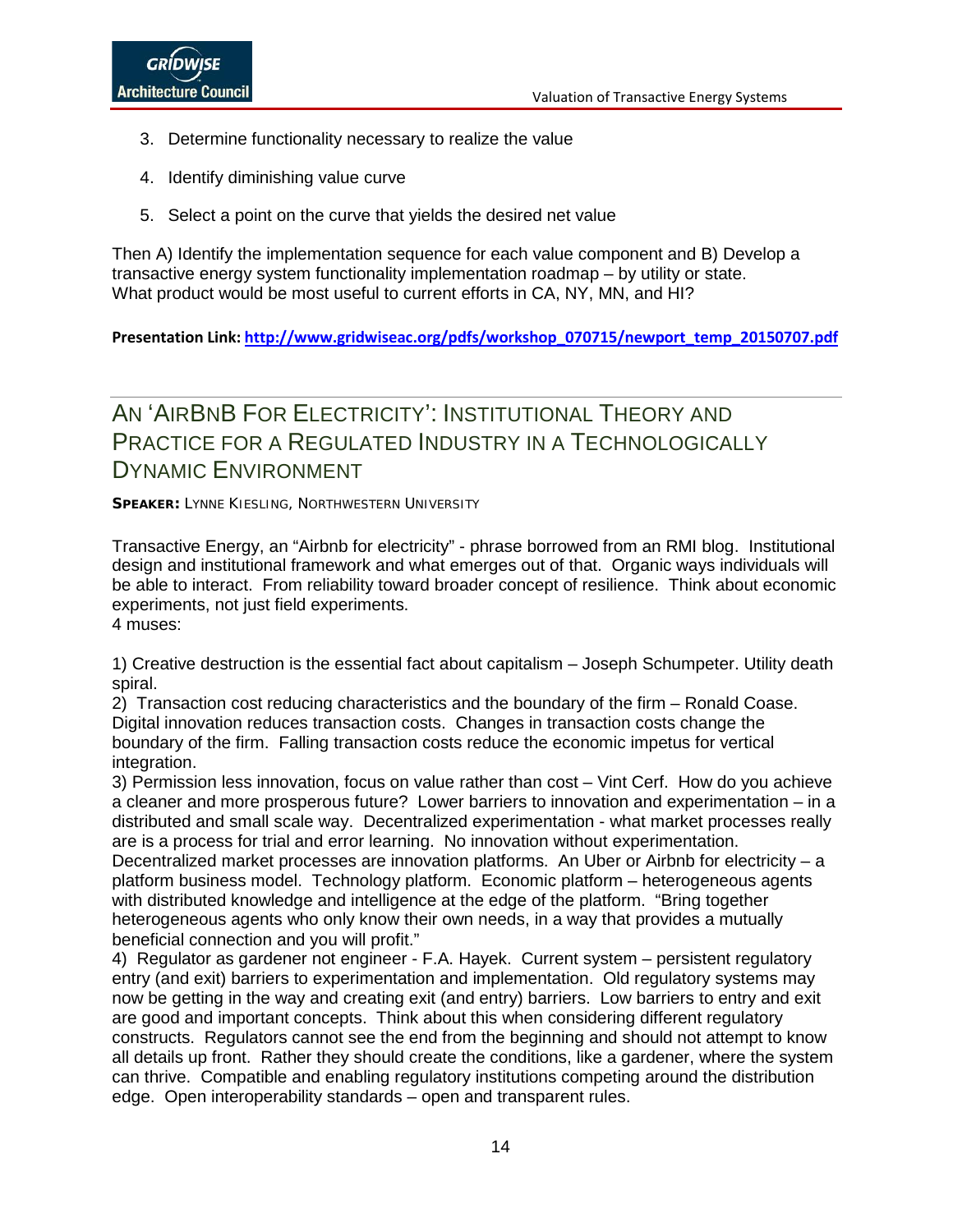3. Determine functionality necessary to realize the value
4. Identify diminishing value curve
5. Select a point on the curve that yields the desired net value

Then A) Identify the implementation sequence for each value component and B) Develop a transactive energy system functionality implementation roadmap – by utility or state.
What product would be most useful to current efforts in CA, NY, MN, and HI?

**Presentation Link: http://www.gridwiseac.org/pdfs/workshop_070715/newport_temp_20150707.pdf**

## AN 'AIRBNB FOR ELECTRICITY': INSTITUTIONAL THEORY AND PRACTICE FOR A REGULATED INDUSTRY IN A TECHNOLOGICALLY DYNAMIC ENVIRONMENT

**SPEAKER:** LYNNE KIESLING, NORTHWESTERN UNIVERSITY

Transactive Energy, an "Airbnb for electricity" - phrase borrowed from an RMI blog. Institutional design and institutional framework and what emerges out of that. Organic ways individuals will be able to interact. From reliability toward broader concept of resilience. Think about economic experiments, not just field experiments.
4 muses:

1) Creative destruction is the essential fact about capitalism – Joseph Schumpeter. Utility death spiral.
2) Transaction cost reducing characteristics and the boundary of the firm – Ronald Coase. Digital innovation reduces transaction costs. Changes in transaction costs change the boundary of the firm. Falling transaction costs reduce the economic impetus for vertical integration.
3) Permission less innovation, focus on value rather than cost – Vint Cerf. How do you achieve a cleaner and more prosperous future? Lower barriers to innovation and experimentation – in a distributed and small scale way. Decentralized experimentation - what market processes really are is a process for trial and error learning. No innovation without experimentation. Decentralized market processes are innovation platforms. An Uber or Airbnb for electricity – a platform business model. Technology platform. Economic platform – heterogeneous agents with distributed knowledge and intelligence at the edge of the platform. "Bring together heterogeneous agents who only know their own needs, in a way that provides a mutually beneficial connection and you will profit."
4) Regulator as gardener not engineer - F.A. Hayek. Current system – persistent regulatory entry (and exit) barriers to experimentation and implementation. Old regulatory systems may now be getting in the way and creating exit (and entry) barriers. Low barriers to entry and exit are good and important concepts. Think about this when considering different regulatory constructs. Regulators cannot see the end from the beginning and should not attempt to know all details up front. Rather they should create the conditions, like a gardener, where the system can thrive. Compatible and enabling regulatory institutions competing around the distribution edge. Open interoperability standards – open and transparent rules.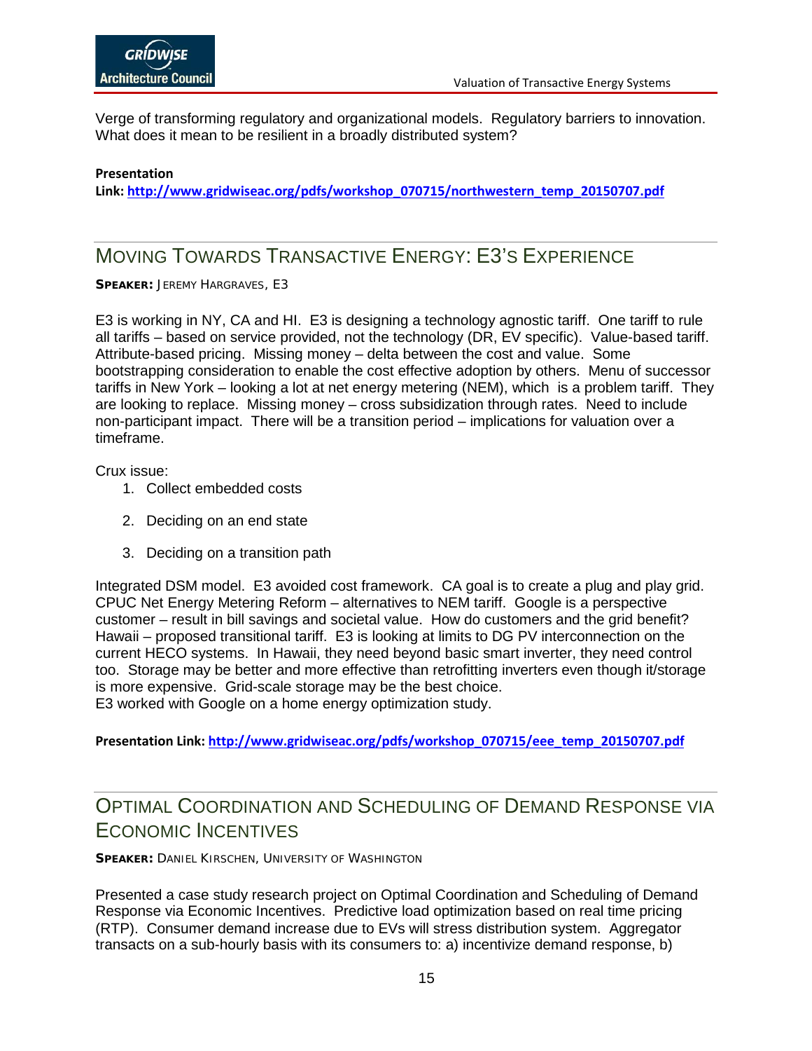Verge of transforming regulatory and organizational models. Regulatory barriers to innovation. What does it mean to be resilient in a broadly distributed system?

**Presentation**

**Link: [http://www.gridwiseac.org/pdfs/workshop_070715/northwestern_temp_20150707.pdf](http://www.gridwiseac.org/pdfs/workshop_070715/northwestern_temp_20150707.pdf)**

## Moving Towards Transactive Energy: E3's Experience

**SPEAKER:** JEREMY HARGRAVES, E3

E3 is working in NY, CA and HI. E3 is designing a technology agnostic tariff. One tariff to rule all tariffs – based on service provided, not the technology (DR, EV specific). Value-based tariff. Attribute-based pricing. Missing money – delta between the cost and value. Some bootstrapping consideration to enable the cost effective adoption by others. Menu of successor tariffs in New York – looking a lot at net energy metering (NEM), which is a problem tariff. They are looking to replace. Missing money – cross subsidization through rates. Need to include non-participant impact. There will be a transition period – implications for valuation over a timeframe.

Crux issue:

1. Collect embedded costs
2. Deciding on an end state
3. Deciding on a transition path

Integrated DSM model. E3 avoided cost framework. CA goal is to create a plug and play grid. CPUC Net Energy Metering Reform – alternatives to NEM tariff. Google is a perspective customer – result in bill savings and societal value. How do customers and the grid benefit? Hawaii – proposed transitional tariff. E3 is looking at limits to DG PV interconnection on the current HECO systems. In Hawaii, they need beyond basic smart inverter, they need control too. Storage may be better and more effective than retrofitting inverters even though it/storage is more expensive. Grid-scale storage may be the best choice.
E3 worked with Google on a home energy optimization study.

**Presentation Link: [http://www.gridwiseac.org/pdfs/workshop_070715/eee_temp_20150707.pdf](http://www.gridwiseac.org/pdfs/workshop_070715/eee_temp_20150707.pdf)**

## Optimal Coordination and Scheduling of Demand Response via Economic Incentives

**SPEAKER:** DANIEL KIRSCHEN, UNIVERSITY OF WASHINGTON

Presented a case study research project on Optimal Coordination and Scheduling of Demand Response via Economic Incentives. Predictive load optimization based on real time pricing (RTP). Consumer demand increase due to EVs will stress distribution system. Aggregator transacts on a sub-hourly basis with its consumers to: a) incentivize demand response, b)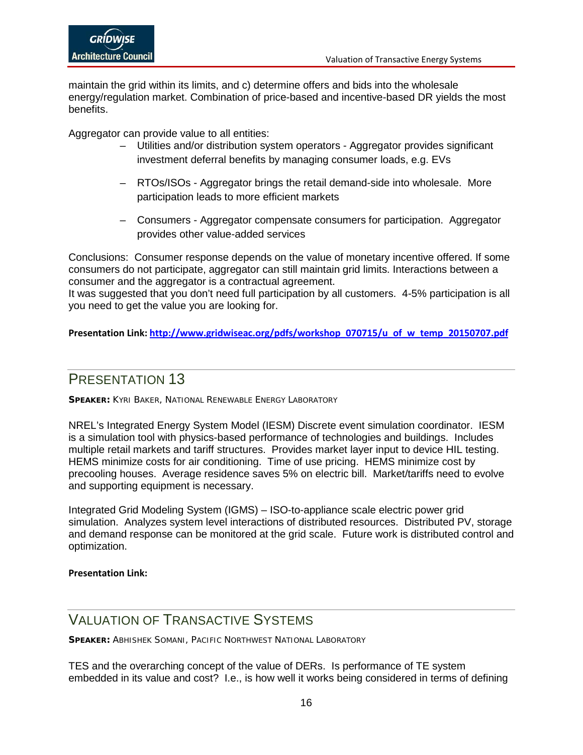maintain the grid within its limits, and c) determine offers and bids into the wholesale energy/regulation market. Combination of price-based and incentive-based DR yields the most benefits.

Aggregator can provide value to all entities:

- Utilities and/or distribution system operators - Aggregator provides significant investment deferral benefits by managing consumer loads, e.g. EVs
- RTOs/ISOs - Aggregator brings the retail demand-side into wholesale. More participation leads to more efficient markets
- Consumers - Aggregator compensate consumers for participation. Aggregator provides other value-added services

Conclusions: Consumer response depends on the value of monetary incentive offered. If some consumers do not participate, aggregator can still maintain grid limits. Interactions between a consumer and the aggregator is a contractual agreement.
It was suggested that you don't need full participation by all customers. 4-5% participation is all you need to get the value you are looking for.

**Presentation Link: [http://www.gridwiseac.org/pdfs/workshop_070715/u_of_w_temp_20150707.pdf](http://www.gridwiseac.org/pdfs/workshop_070715/u_of_w_temp_20150707.pdf)**

## Presentation 13

**Speaker:** Kyri Baker, National Renewable Energy Laboratory

NREL's Integrated Energy System Model (IESM) Discrete event simulation coordinator. IESM is a simulation tool with physics-based performance of technologies and buildings. Includes multiple retail markets and tariff structures. Provides market layer input to device HIL testing. HEMS minimize costs for air conditioning. Time of use pricing. HEMS minimize cost by precooling houses. Average residence saves 5% on electric bill. Market/tariffs need to evolve and supporting equipment is necessary.

Integrated Grid Modeling System (IGMS) – ISO-to-appliance scale electric power grid simulation. Analyzes system level interactions of distributed resources. Distributed PV, storage and demand response can be monitored at the grid scale. Future work is distributed control and optimization.

**Presentation Link:**

## Valuation of Transactive Systems

**Speaker:** Abhishek Somani, Pacific Northwest National Laboratory

TES and the overarching concept of the value of DERs. Is performance of TE system embedded in its value and cost? I.e., is how well it works being considered in terms of defining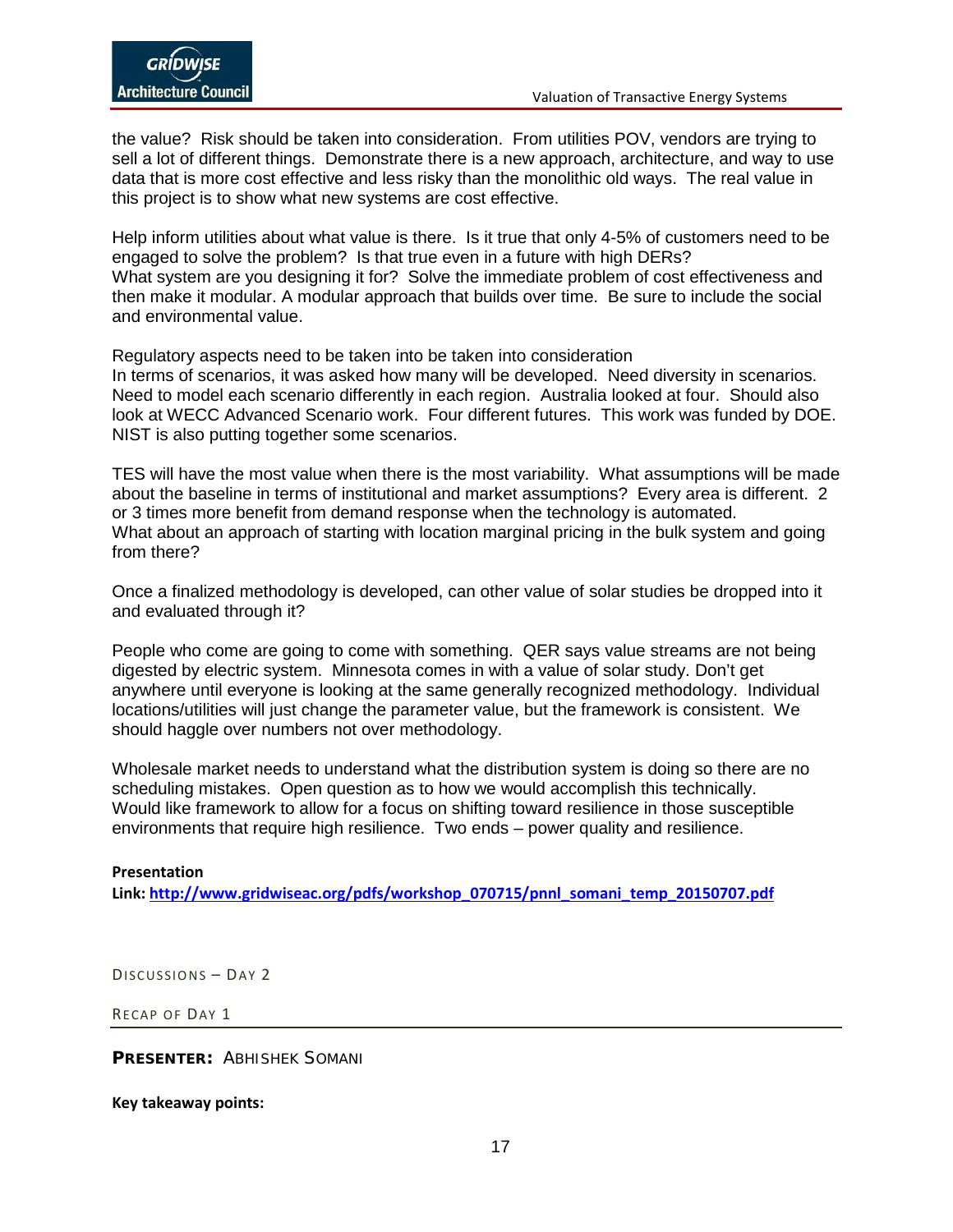the value? Risk should be taken into consideration. From utilities POV, vendors are trying to sell a lot of different things. Demonstrate there is a new approach, architecture, and way to use data that is more cost effective and less risky than the monolithic old ways. The real value in this project is to show what new systems are cost effective.

Help inform utilities about what value is there. Is it true that only 4-5% of customers need to be engaged to solve the problem? Is that true even in a future with high DERs?
What system are you designing it for? Solve the immediate problem of cost effectiveness and then make it modular. A modular approach that builds over time. Be sure to include the social and environmental value.

Regulatory aspects need to be taken into be taken into consideration
In terms of scenarios, it was asked how many will be developed. Need diversity in scenarios. Need to model each scenario differently in each region. Australia looked at four. Should also look at WECC Advanced Scenario work. Four different futures. This work was funded by DOE. NIST is also putting together some scenarios.

TES will have the most value when there is the most variability. What assumptions will be made about the baseline in terms of institutional and market assumptions? Every area is different. 2 or 3 times more benefit from demand response when the technology is automated.
What about an approach of starting with location marginal pricing in the bulk system and going from there?

Once a finalized methodology is developed, can other value of solar studies be dropped into it and evaluated through it?

People who come are going to come with something. QER says value streams are not being digested by electric system. Minnesota comes in with a value of solar study. Don't get anywhere until everyone is looking at the same generally recognized methodology. Individual locations/utilities will just change the parameter value, but the framework is consistent. We should haggle over numbers not over methodology.

Wholesale market needs to understand what the distribution system is doing so there are no scheduling mistakes. Open question as to how we would accomplish this technically.
Would like framework to allow for a focus on shifting toward resilience in those susceptible environments that require high resilience. Two ends – power quality and resilience.

**Presentation**
**Link: [http://www.gridwiseac.org/pdfs/workshop_070715/pnnl_somani_temp_20150707.pdf](http://www.gridwiseac.org/pdfs/workshop_070715/pnnl_somani_temp_20150707.pdf)**

## DISCUSSIONS – DAY 2

### RECAP OF DAY 1

**PRESENTER:** ABHISHEK SOMANI

**Key takeaway points:**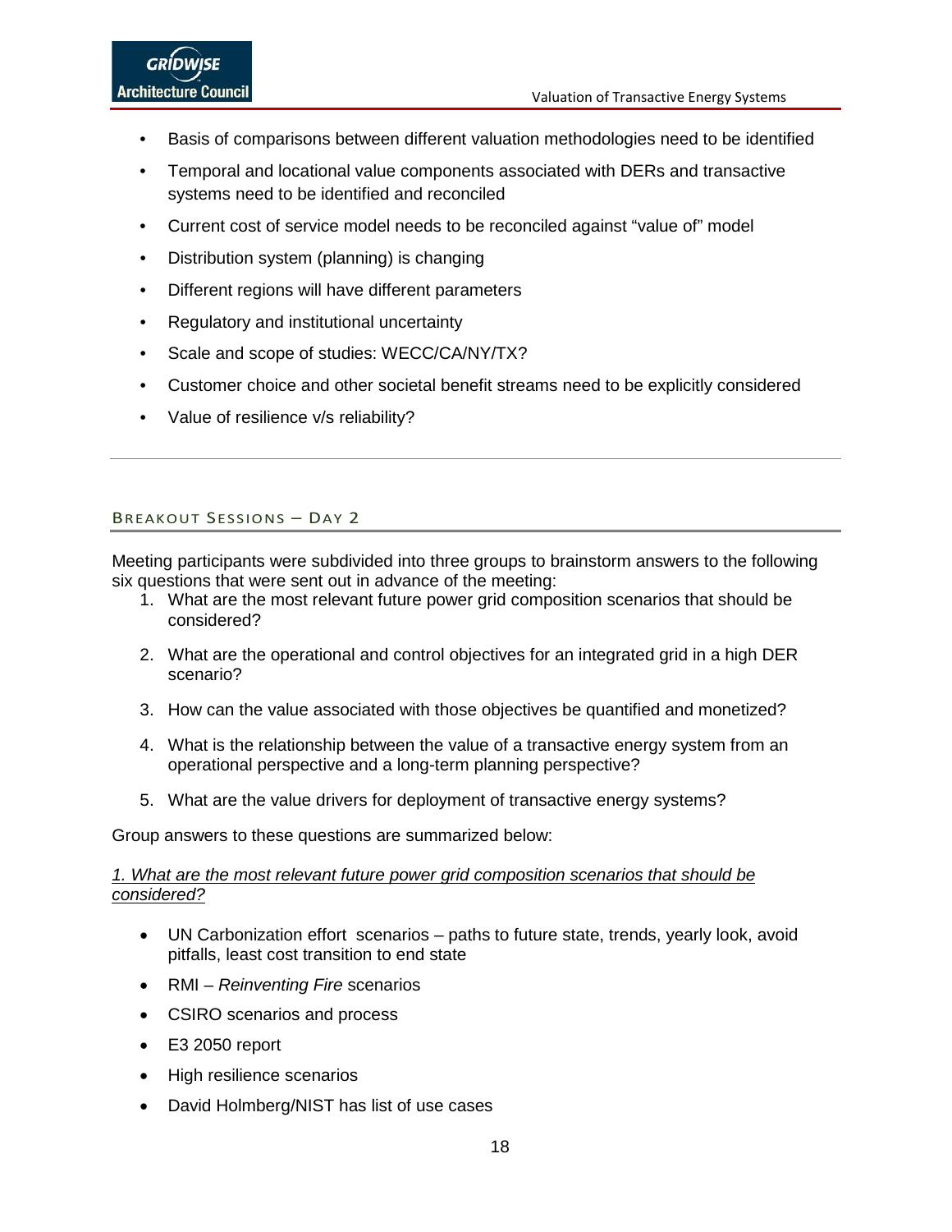- Basis of comparisons between different valuation methodologies need to be identified
- Temporal and locational value components associated with DERs and transactive systems need to be identified and reconciled
- Current cost of service model needs to be reconciled against "value of" model
- Distribution system (planning) is changing
- Different regions will have different parameters
- Regulatory and institutional uncertainty
- Scale and scope of studies: WECC/CA/NY/TX?
- Customer choice and other societal benefit streams need to be explicitly considered
- Value of resilience v/s reliability?

---

## Breakout Sessions – Day 2

Meeting participants were subdivided into three groups to brainstorm answers to the following six questions that were sent out in advance of the meeting:

1. What are the most relevant future power grid composition scenarios that should be considered?
2. What are the operational and control objectives for an integrated grid in a high DER scenario?
3. How can the value associated with those objectives be quantified and monetized?
4. What is the relationship between the value of a transactive energy system from an operational perspective and a long-term planning perspective?
5. What are the value drivers for deployment of transactive energy systems?

Group answers to these questions are summarized below:

*1. What are the most relevant future power grid composition scenarios that should be considered?*

- UN Carbonization effort scenarios – paths to future state, trends, yearly look, avoid pitfalls, least cost transition to end state
- RMI – *Reinventing Fire* scenarios
- CSIRO scenarios and process
- E3 2050 report
- High resilience scenarios
- David Holmberg/NIST has list of use cases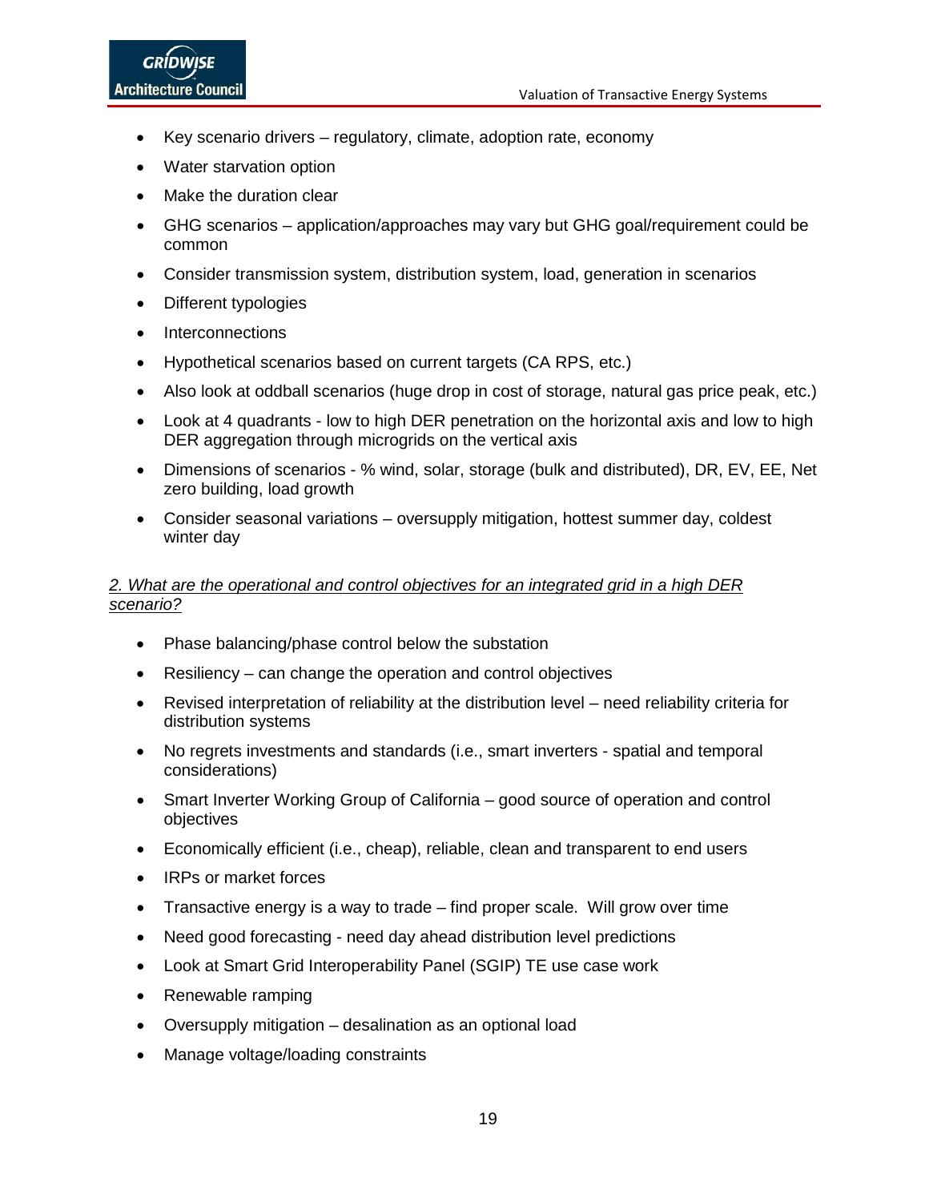- Key scenario drivers – regulatory, climate, adoption rate, economy
- Water starvation option
- Make the duration clear
- GHG scenarios – application/approaches may vary but GHG goal/requirement could be common
- Consider transmission system, distribution system, load, generation in scenarios
- Different typologies
- Interconnections
- Hypothetical scenarios based on current targets (CA RPS, etc.)
- Also look at oddball scenarios (huge drop in cost of storage, natural gas price peak, etc.)
- Look at 4 quadrants - low to high DER penetration on the horizontal axis and low to high DER aggregation through microgrids on the vertical axis
- Dimensions of scenarios - % wind, solar, storage (bulk and distributed), DR, EV, EE, Net zero building, load growth
- Consider seasonal variations – oversupply mitigation, hottest summer day, coldest winter day

*2. What are the operational and control objectives for an integrated grid in a high DER scenario?*

- Phase balancing/phase control below the substation
- Resiliency – can change the operation and control objectives
- Revised interpretation of reliability at the distribution level – need reliability criteria for distribution systems
- No regrets investments and standards (i.e., smart inverters - spatial and temporal considerations)
- Smart Inverter Working Group of California – good source of operation and control objectives
- Economically efficient (i.e., cheap), reliable, clean and transparent to end users
- IRPs or market forces
- Transactive energy is a way to trade – find proper scale. Will grow over time
- Need good forecasting - need day ahead distribution level predictions
- Look at Smart Grid Interoperability Panel (SGIP) TE use case work
- Renewable ramping
- Oversupply mitigation – desalination as an optional load
- Manage voltage/loading constraints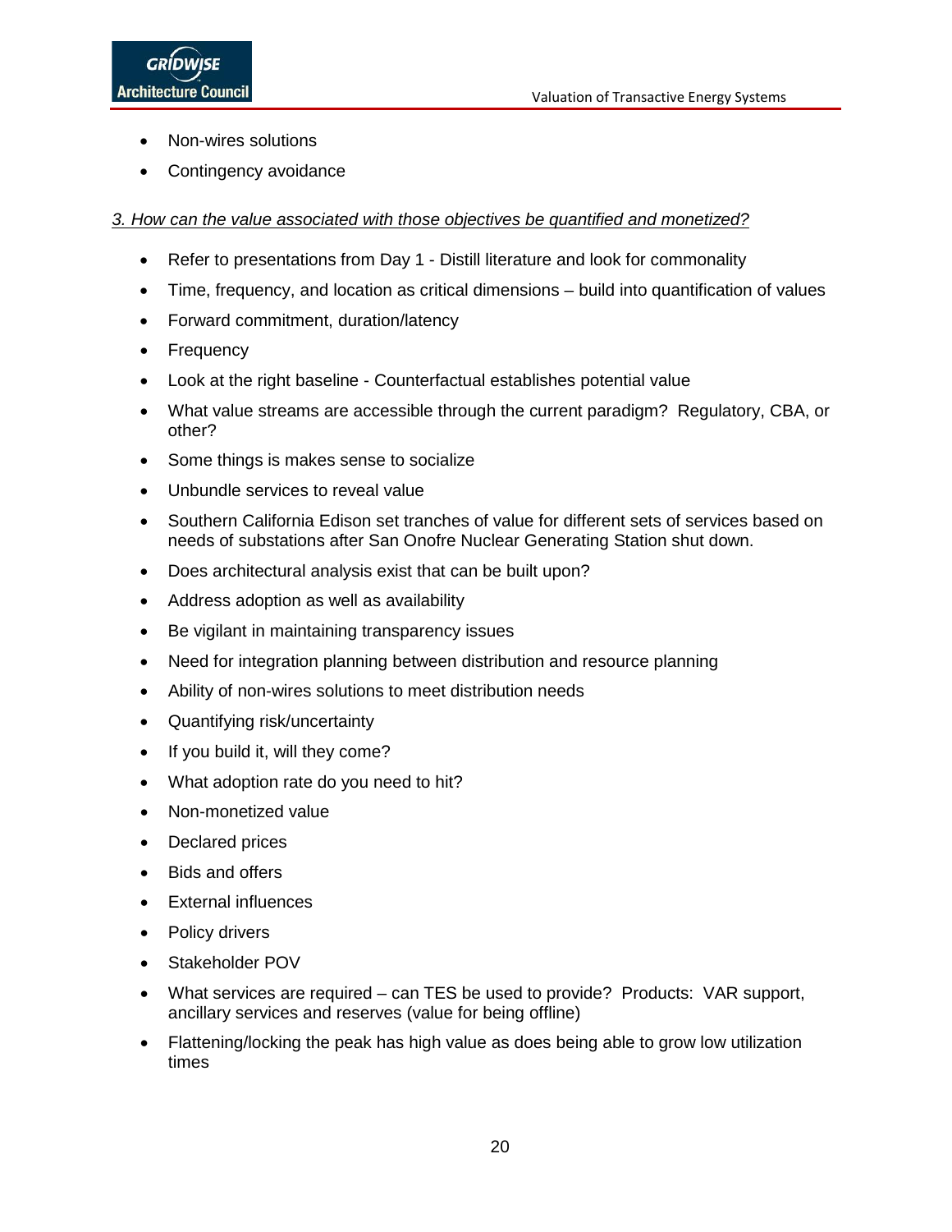- Non-wires solutions
- Contingency avoidance

*3. How can the value associated with those objectives be quantified and monetized?*

- Refer to presentations from Day 1 - Distill literature and look for commonality
- Time, frequency, and location as critical dimensions – build into quantification of values
- Forward commitment, duration/latency
- Frequency
- Look at the right baseline - Counterfactual establishes potential value
- What value streams are accessible through the current paradigm? Regulatory, CBA, or other?
- Some things is makes sense to socialize
- Unbundle services to reveal value
- Southern California Edison set tranches of value for different sets of services based on needs of substations after San Onofre Nuclear Generating Station shut down.
- Does architectural analysis exist that can be built upon?
- Address adoption as well as availability
- Be vigilant in maintaining transparency issues
- Need for integration planning between distribution and resource planning
- Ability of non-wires solutions to meet distribution needs
- Quantifying risk/uncertainty
- If you build it, will they come?
- What adoption rate do you need to hit?
- Non-monetized value
- Declared prices
- Bids and offers
- External influences
- Policy drivers
- Stakeholder POV
- What services are required – can TES be used to provide? Products: VAR support, ancillary services and reserves (value for being offline)
- Flattening/locking the peak has high value as does being able to grow low utilization times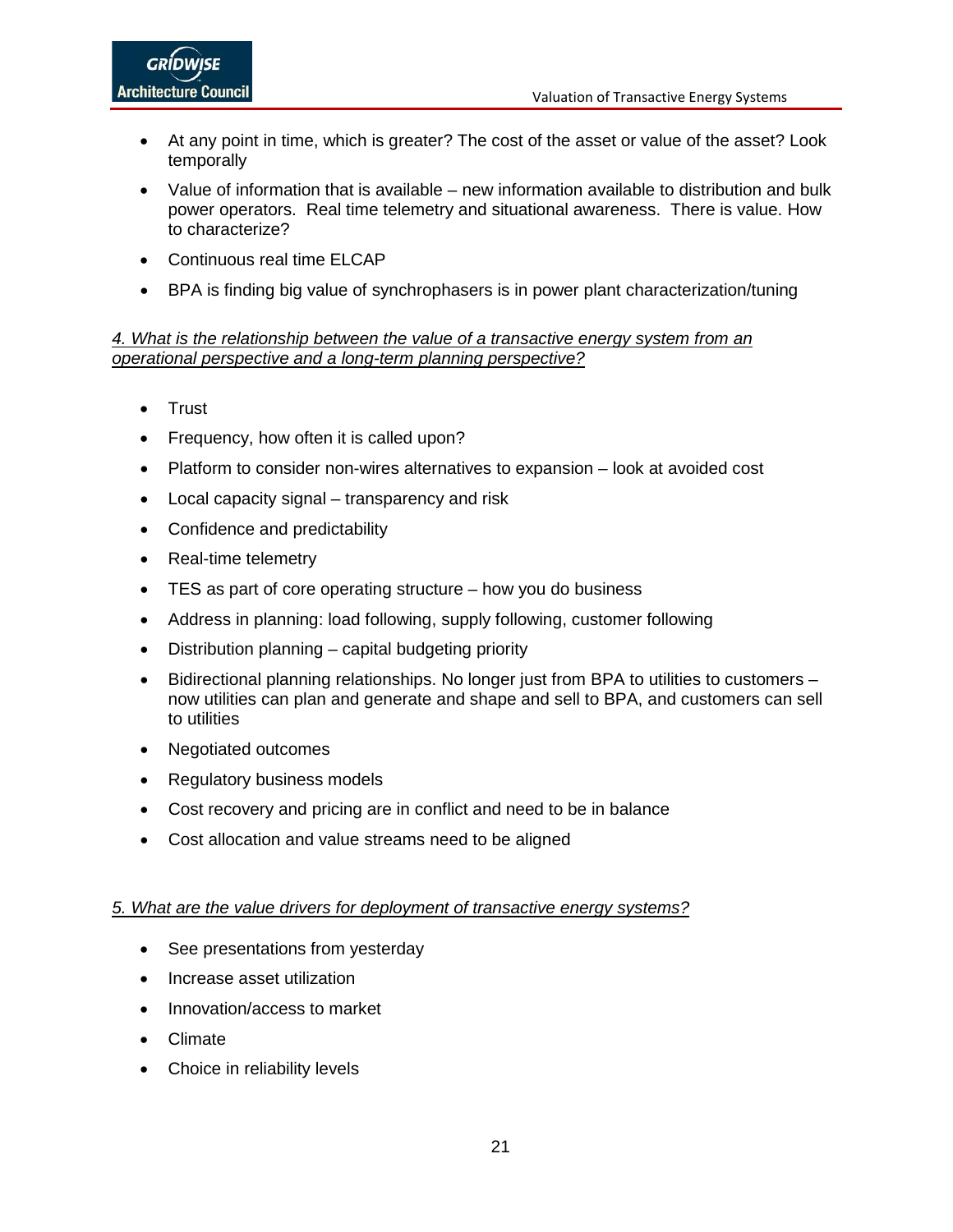- At any point in time, which is greater? The cost of the asset or value of the asset? Look temporally
- Value of information that is available – new information available to distribution and bulk power operators. Real time telemetry and situational awareness. There is value. How to characterize?
- Continuous real time ELCAP
- BPA is finding big value of synchrophasers is in power plant characterization/tuning

*4. What is the relationship between the value of a transactive energy system from an operational perspective and a long-term planning perspective?*

- Trust
- Frequency, how often it is called upon?
- Platform to consider non-wires alternatives to expansion – look at avoided cost
- Local capacity signal – transparency and risk
- Confidence and predictability
- Real-time telemetry
- TES as part of core operating structure – how you do business
- Address in planning: load following, supply following, customer following
- Distribution planning – capital budgeting priority
- Bidirectional planning relationships. No longer just from BPA to utilities to customers – now utilities can plan and generate and shape and sell to BPA, and customers can sell to utilities
- Negotiated outcomes
- Regulatory business models
- Cost recovery and pricing are in conflict and need to be in balance
- Cost allocation and value streams need to be aligned

*5. What are the value drivers for deployment of transactive energy systems?*

- See presentations from yesterday
- Increase asset utilization
- Innovation/access to market
- Climate
- Choice in reliability levels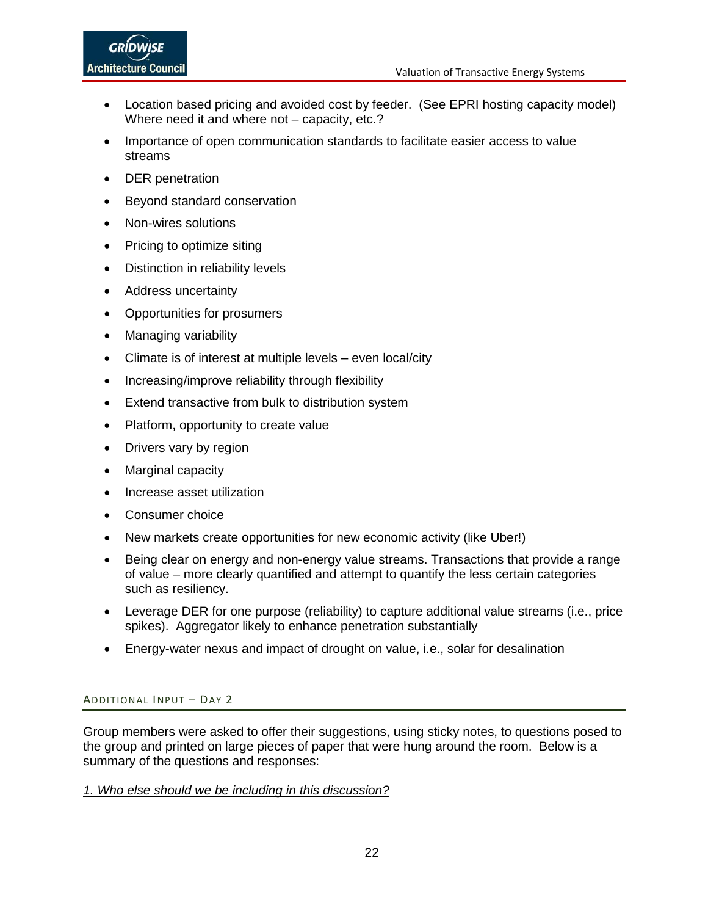- Location based pricing and avoided cost by feeder. (See EPRI hosting capacity model) Where need it and where not – capacity, etc.?
- Importance of open communication standards to facilitate easier access to value streams
- DER penetration
- Beyond standard conservation
- Non-wires solutions
- Pricing to optimize siting
- Distinction in reliability levels
- Address uncertainty
- Opportunities for prosumers
- Managing variability
- Climate is of interest at multiple levels – even local/city
- Increasing/improve reliability through flexibility
- Extend transactive from bulk to distribution system
- Platform, opportunity to create value
- Drivers vary by region
- Marginal capacity
- Increase asset utilization
- Consumer choice
- New markets create opportunities for new economic activity (like Uber!)
- Being clear on energy and non-energy value streams. Transactions that provide a range of value – more clearly quantified and attempt to quantify the less certain categories such as resiliency.
- Leverage DER for one purpose (reliability) to capture additional value streams (i.e., price spikes). Aggregator likely to enhance penetration substantially
- Energy-water nexus and impact of drought on value, i.e., solar for desalination

### Additional Input – Day 2

Group members were asked to offer their suggestions, using sticky notes, to questions posed to the group and printed on large pieces of paper that were hung around the room. Below is a summary of the questions and responses:

*1. Who else should we be including in this discussion?*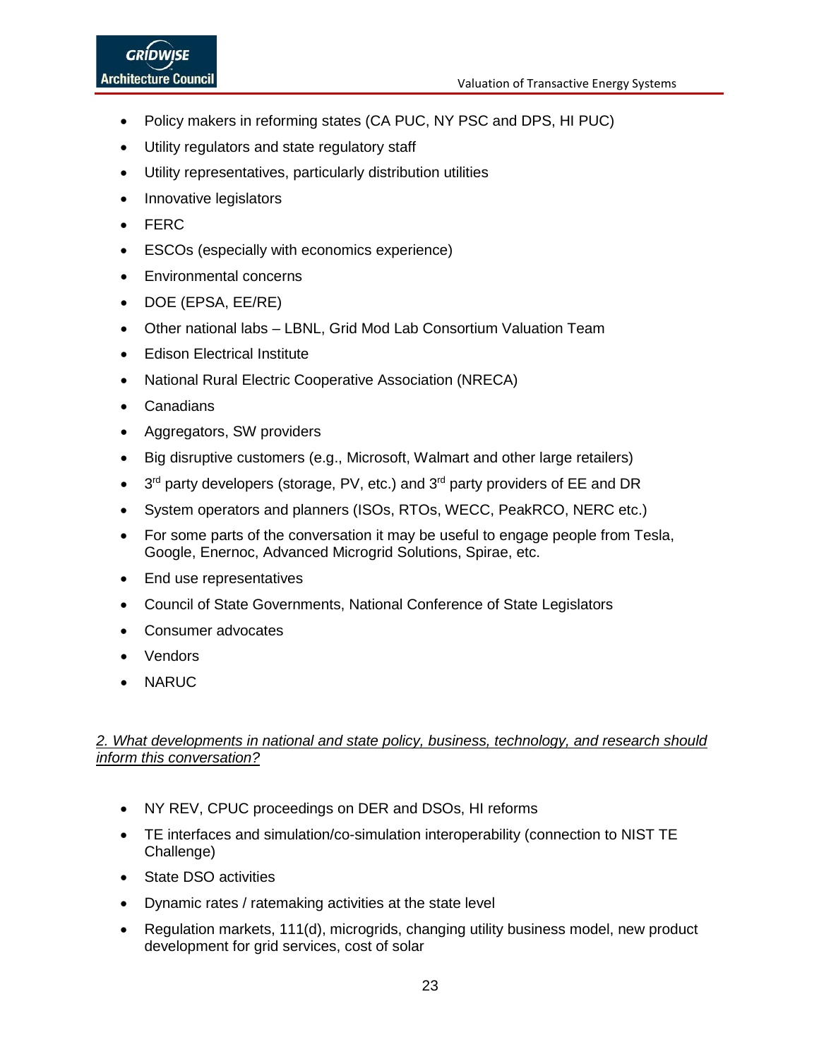- Policy makers in reforming states (CA PUC, NY PSC and DPS, HI PUC)
- Utility regulators and state regulatory staff
- Utility representatives, particularly distribution utilities
- Innovative legislators
- FERC
- ESCOs (especially with economics experience)
- Environmental concerns
- DOE (EPSA, EE/RE)
- Other national labs – LBNL, Grid Mod Lab Consortium Valuation Team
- Edison Electrical Institute
- National Rural Electric Cooperative Association (NRECA)
- Canadians
- Aggregators, SW providers
- Big disruptive customers (e.g., Microsoft, Walmart and other large retailers)
- 3rd party developers (storage, PV, etc.) and 3rd party providers of EE and DR
- System operators and planners (ISOs, RTOs, WECC, PeakRCO, NERC etc.)
- For some parts of the conversation it may be useful to engage people from Tesla, Google, Enernoc, Advanced Microgrid Solutions, Spirae, etc.
- End use representatives
- Council of State Governments, National Conference of State Legislators
- Consumer advocates
- Vendors
- NARUC

*2. What developments in national and state policy, business, technology, and research should inform this conversation?*

- NY REV, CPUC proceedings on DER and DSOs, HI reforms
- TE interfaces and simulation/co-simulation interoperability (connection to NIST TE Challenge)
- State DSO activities
- Dynamic rates / ratemaking activities at the state level
- Regulation markets, 111(d), microgrids, changing utility business model, new product development for grid services, cost of solar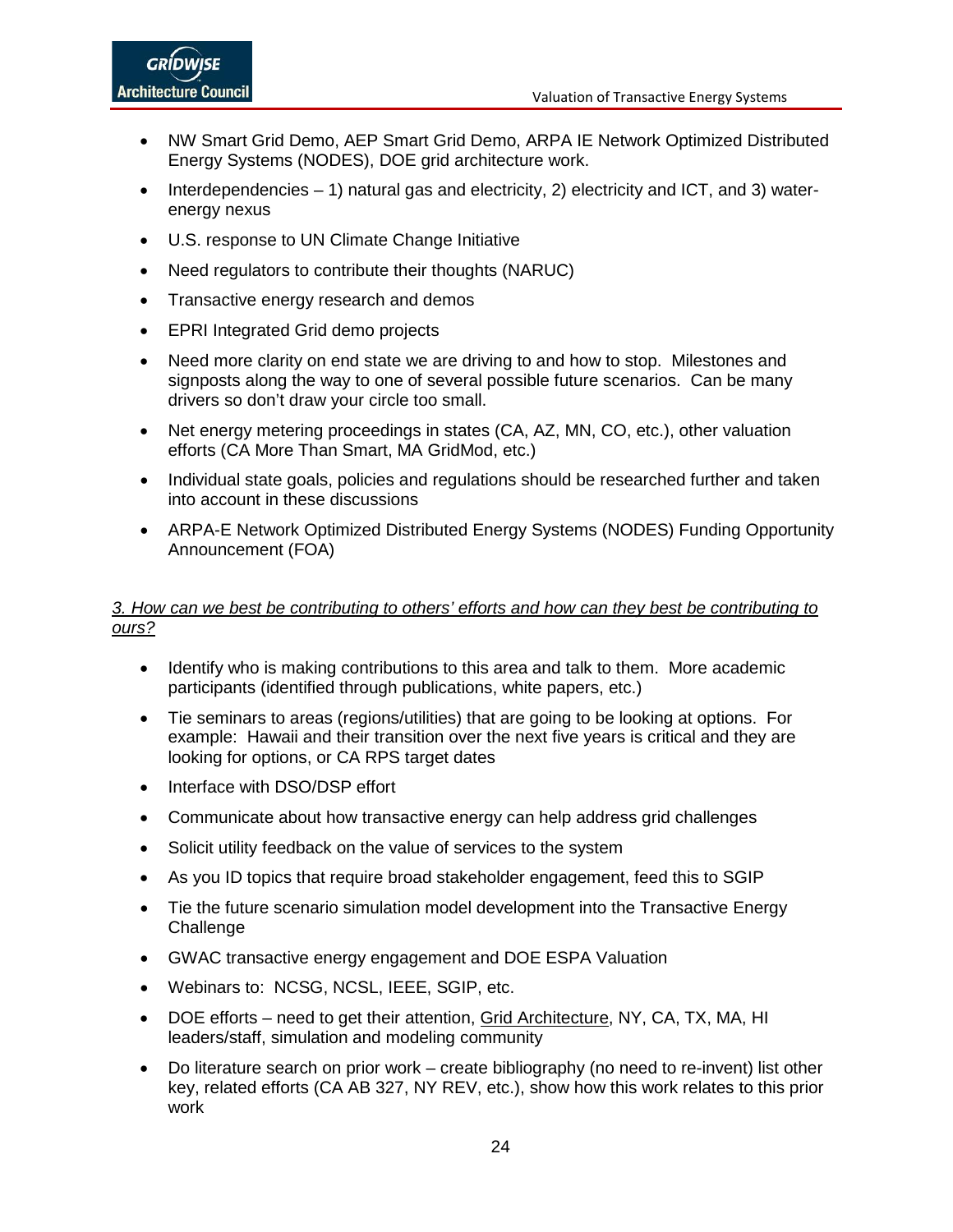- NW Smart Grid Demo, AEP Smart Grid Demo, ARPA IE Network Optimized Distributed Energy Systems (NODES), DOE grid architecture work.
- Interdependencies – 1) natural gas and electricity, 2) electricity and ICT, and 3) water-energy nexus
- U.S. response to UN Climate Change Initiative
- Need regulators to contribute their thoughts (NARUC)
- Transactive energy research and demos
- EPRI Integrated Grid demo projects
- Need more clarity on end state we are driving to and how to stop. Milestones and signposts along the way to one of several possible future scenarios. Can be many drivers so don't draw your circle too small.
- Net energy metering proceedings in states (CA, AZ, MN, CO, etc.), other valuation efforts (CA More Than Smart, MA GridMod, etc.)
- Individual state goals, policies and regulations should be researched further and taken into account in these discussions
- ARPA-E Network Optimized Distributed Energy Systems (NODES) Funding Opportunity Announcement (FOA)

*3. How can we best be contributing to others' efforts and how can they best be contributing to ours?*

- Identify who is making contributions to this area and talk to them. More academic participants (identified through publications, white papers, etc.)
- Tie seminars to areas (regions/utilities) that are going to be looking at options. For example: Hawaii and their transition over the next five years is critical and they are looking for options, or CA RPS target dates
- Interface with DSO/DSP effort
- Communicate about how transactive energy can help address grid challenges
- Solicit utility feedback on the value of services to the system
- As you ID topics that require broad stakeholder engagement, feed this to SGIP
- Tie the future scenario simulation model development into the Transactive Energy Challenge
- GWAC transactive energy engagement and DOE ESPA Valuation
- Webinars to: NCSG, NCSL, IEEE, SGIP, etc.
- DOE efforts – need to get their attention, Grid Architecture, NY, CA, TX, MA, HI leaders/staff, simulation and modeling community
- Do literature search on prior work – create bibliography (no need to re-invent) list other key, related efforts (CA AB 327, NY REV, etc.), show how this work relates to this prior work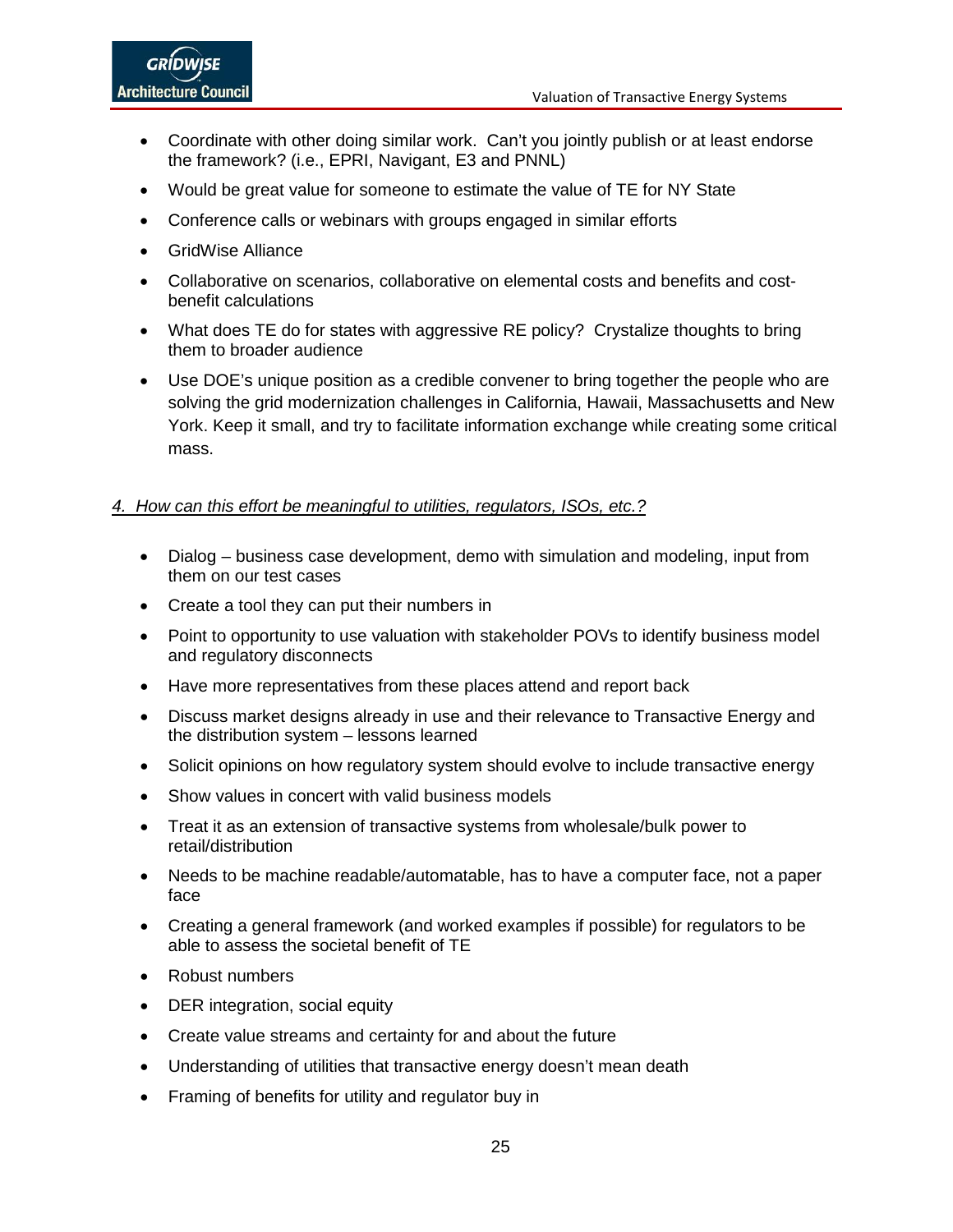- Coordinate with other doing similar work. Can't you jointly publish or at least endorse the framework? (i.e., EPRI, Navigant, E3 and PNNL)
- Would be great value for someone to estimate the value of TE for NY State
- Conference calls or webinars with groups engaged in similar efforts
- GridWise Alliance
- Collaborative on scenarios, collaborative on elemental costs and benefits and cost-benefit calculations
- What does TE do for states with aggressive RE policy? Crystalize thoughts to bring them to broader audience
- Use DOE's unique position as a credible convener to bring together the people who are solving the grid modernization challenges in California, Hawaii, Massachusetts and New York. Keep it small, and try to facilitate information exchange while creating some critical mass.

*4. How can this effort be meaningful to utilities, regulators, ISOs, etc.?*

- Dialog – business case development, demo with simulation and modeling, input from them on our test cases
- Create a tool they can put their numbers in
- Point to opportunity to use valuation with stakeholder POVs to identify business model and regulatory disconnects
- Have more representatives from these places attend and report back
- Discuss market designs already in use and their relevance to Transactive Energy and the distribution system – lessons learned
- Solicit opinions on how regulatory system should evolve to include transactive energy
- Show values in concert with valid business models
- Treat it as an extension of transactive systems from wholesale/bulk power to retail/distribution
- Needs to be machine readable/automatable, has to have a computer face, not a paper face
- Creating a general framework (and worked examples if possible) for regulators to be able to assess the societal benefit of TE
- Robust numbers
- DER integration, social equity
- Create value streams and certainty for and about the future
- Understanding of utilities that transactive energy doesn't mean death
- Framing of benefits for utility and regulator buy in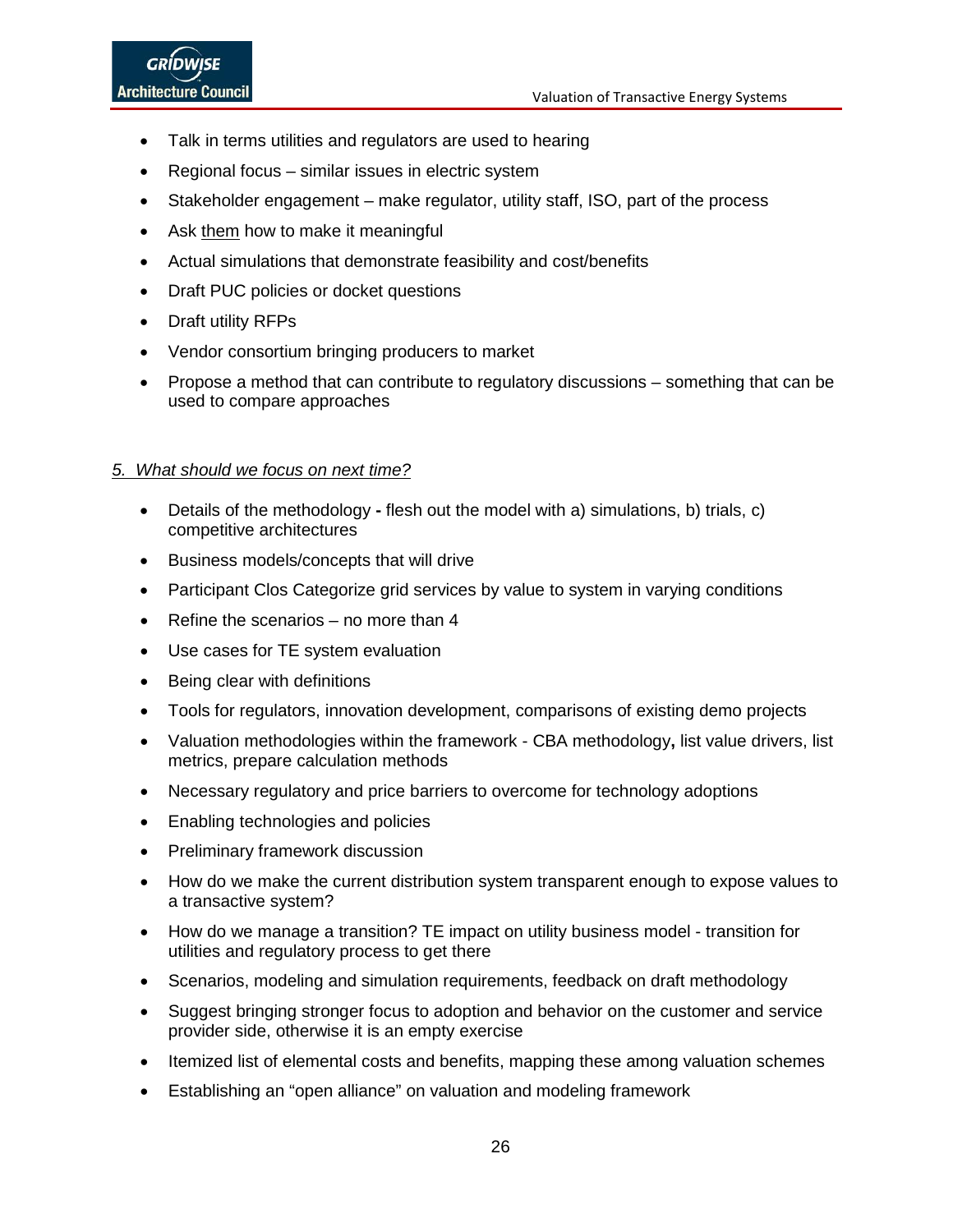- Talk in terms utilities and regulators are used to hearing
- Regional focus – similar issues in electric system
- Stakeholder engagement – make regulator, utility staff, ISO, part of the process
- Ask them how to make it meaningful
- Actual simulations that demonstrate feasibility and cost/benefits
- Draft PUC policies or docket questions
- Draft utility RFPs
- Vendor consortium bringing producers to market
- Propose a method that can contribute to regulatory discussions – something that can be used to compare approaches

*5. What should we focus on next time?*

- Details of the methodology **-** flesh out the model with a) simulations, b) trials, c) competitive architectures
- Business models/concepts that will drive
- Participant Clos Categorize grid services by value to system in varying conditions
- Refine the scenarios – no more than 4
- Use cases for TE system evaluation
- Being clear with definitions
- Tools for regulators, innovation development, comparisons of existing demo projects
- Valuation methodologies within the framework - CBA methodology**,** list value drivers, list metrics, prepare calculation methods
- Necessary regulatory and price barriers to overcome for technology adoptions
- Enabling technologies and policies
- Preliminary framework discussion
- How do we make the current distribution system transparent enough to expose values to a transactive system?
- How do we manage a transition? TE impact on utility business model - transition for utilities and regulatory process to get there
- Scenarios, modeling and simulation requirements, feedback on draft methodology
- Suggest bringing stronger focus to adoption and behavior on the customer and service provider side, otherwise it is an empty exercise
- Itemized list of elemental costs and benefits, mapping these among valuation schemes
- Establishing an "open alliance" on valuation and modeling framework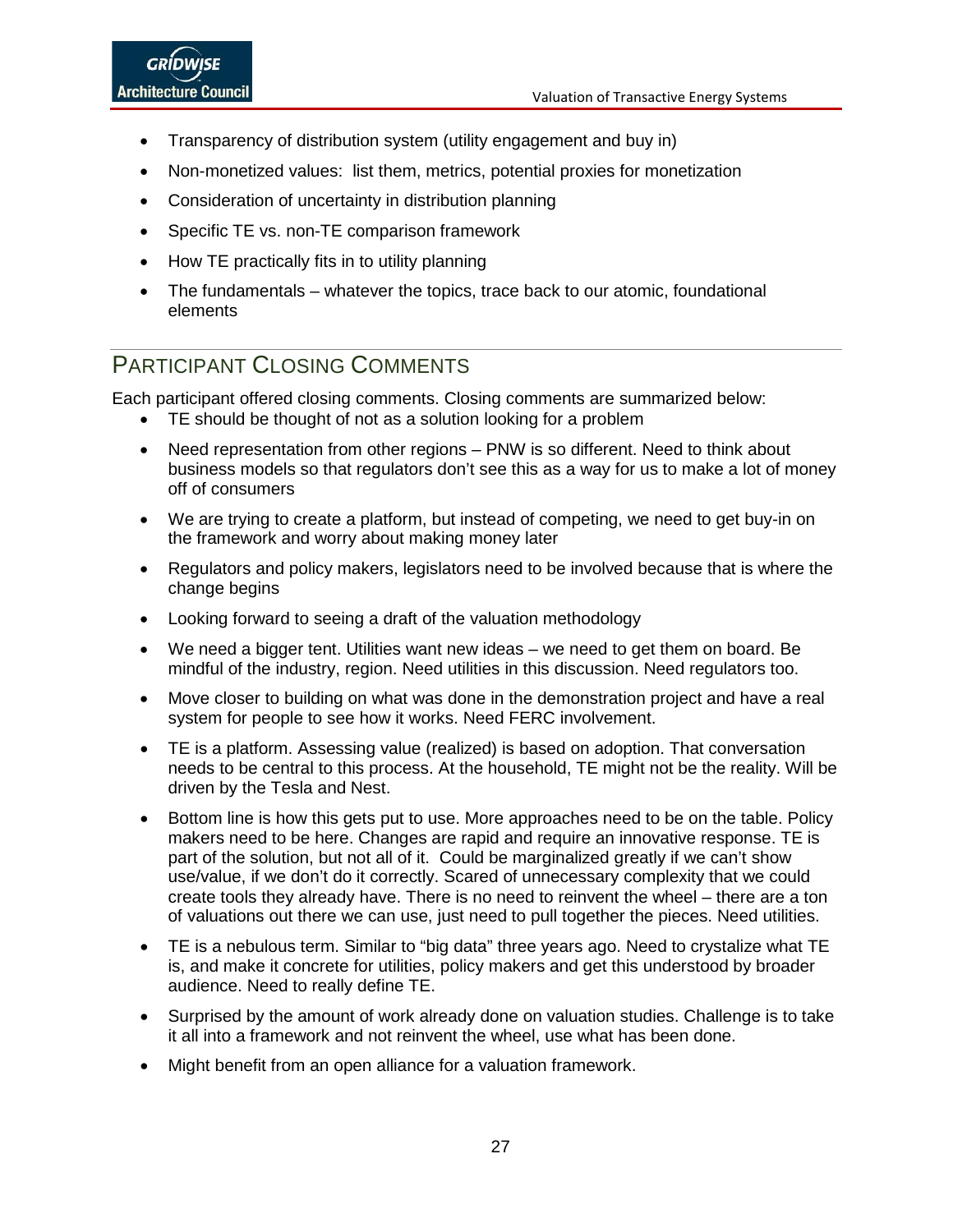- Transparency of distribution system (utility engagement and buy in)
- Non-monetized values: list them, metrics, potential proxies for monetization
- Consideration of uncertainty in distribution planning
- Specific TE vs. non-TE comparison framework
- How TE practically fits in to utility planning
- The fundamentals – whatever the topics, trace back to our atomic, foundational elements

## Participant Closing Comments

Each participant offered closing comments. Closing comments are summarized below:

- TE should be thought of not as a solution looking for a problem
- Need representation from other regions – PNW is so different. Need to think about business models so that regulators don't see this as a way for us to make a lot of money off of consumers
- We are trying to create a platform, but instead of competing, we need to get buy-in on the framework and worry about making money later
- Regulators and policy makers, legislators need to be involved because that is where the change begins
- Looking forward to seeing a draft of the valuation methodology
- We need a bigger tent. Utilities want new ideas – we need to get them on board. Be mindful of the industry, region. Need utilities in this discussion. Need regulators too.
- Move closer to building on what was done in the demonstration project and have a real system for people to see how it works. Need FERC involvement.
- TE is a platform. Assessing value (realized) is based on adoption. That conversation needs to be central to this process. At the household, TE might not be the reality. Will be driven by the Tesla and Nest.
- Bottom line is how this gets put to use. More approaches need to be on the table. Policy makers need to be here. Changes are rapid and require an innovative response. TE is part of the solution, but not all of it. Could be marginalized greatly if we can't show use/value, if we don't do it correctly. Scared of unnecessary complexity that we could create tools they already have. There is no need to reinvent the wheel – there are a ton of valuations out there we can use, just need to pull together the pieces. Need utilities.
- TE is a nebulous term. Similar to "big data" three years ago. Need to crystalize what TE is, and make it concrete for utilities, policy makers and get this understood by broader audience. Need to really define TE.
- Surprised by the amount of work already done on valuation studies. Challenge is to take it all into a framework and not reinvent the wheel, use what has been done.
- Might benefit from an open alliance for a valuation framework.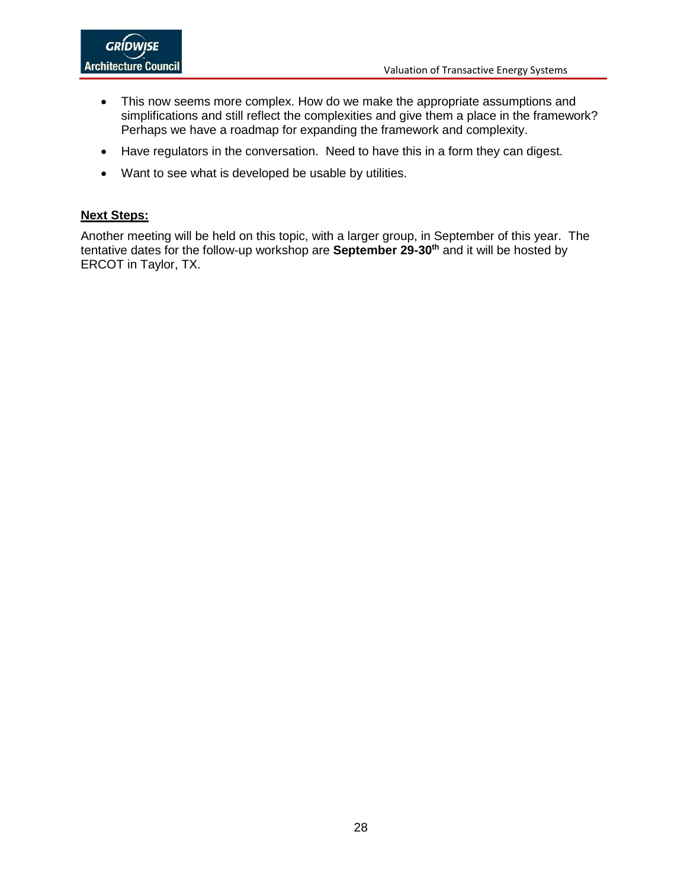- This now seems more complex. How do we make the appropriate assumptions and simplifications and still reflect the complexities and give them a place in the framework? Perhaps we have a roadmap for expanding the framework and complexity.
- Have regulators in the conversation. Need to have this in a form they can digest.
- Want to see what is developed be usable by utilities.

**Next Steps:**

Another meeting will be held on this topic, with a larger group, in September of this year. The tentative dates for the follow-up workshop are **September 29-30th** and it will be hosted by ERCOT in Taylor, TX.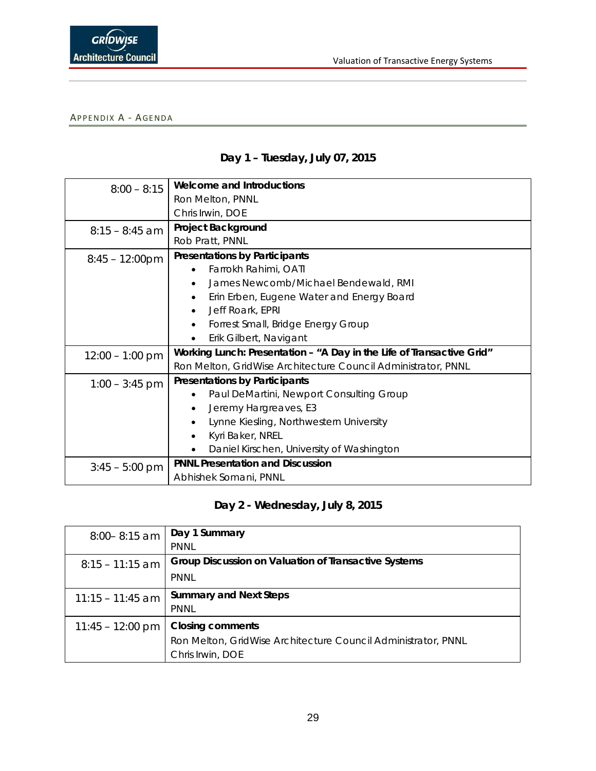## Appendix A - Agenda

### Day 1 – Tuesday, July 07, 2015

| | |
|---|---|
| 8:00 – 8:15 | **Welcome and Introductions**<br>Ron Melton, PNNL<br>Chris Irwin, DOE |
| 8:15 – 8:45 am | **Project Background**<br>Rob Pratt, PNNL |
| 8:45 – 12:00pm | **Presentations by Participants**<br>• Farrokh Rahimi, OATI<br>• James Newcomb/Michael Bendewald, RMI<br>• Erin Erben, Eugene Water and Energy Board<br>• Jeff Roark, EPRI<br>• Forrest Small, Bridge Energy Group<br>• Erik Gilbert, Navigant |
| 12:00 – 1:00 pm | **Working Lunch: Presentation – "A Day in the Life of Transactive Grid"**<br>Ron Melton, GridWise Architecture Council Administrator, PNNL |
| 1:00 – 3:45 pm | **Presentations by Participants**<br>• Paul DeMartini, Newport Consulting Group<br>• Jeremy Hargreaves, E3<br>• Lynne Kiesling, Northwestern University<br>• Kyri Baker, NREL<br>• Daniel Kirschen, University of Washington |
| 3:45 – 5:00 pm | **PNNL Presentation and Discussion**<br>Abhishek Somani, PNNL |

### Day 2 - Wednesday, July 8, 2015

| | |
|---|---|
| 8:00– 8:15 am | **Day 1 Summary**<br>PNNL |
| 8:15 – 11:15 am | **Group Discussion on Valuation of Transactive Systems**<br>PNNL |
| 11:15 – 11:45 am | **Summary and Next Steps**<br>PNNL |
| 11:45 – 12:00 pm | **Closing comments**<br>Ron Melton, GridWise Architecture Council Administrator, PNNL<br>Chris Irwin, DOE |